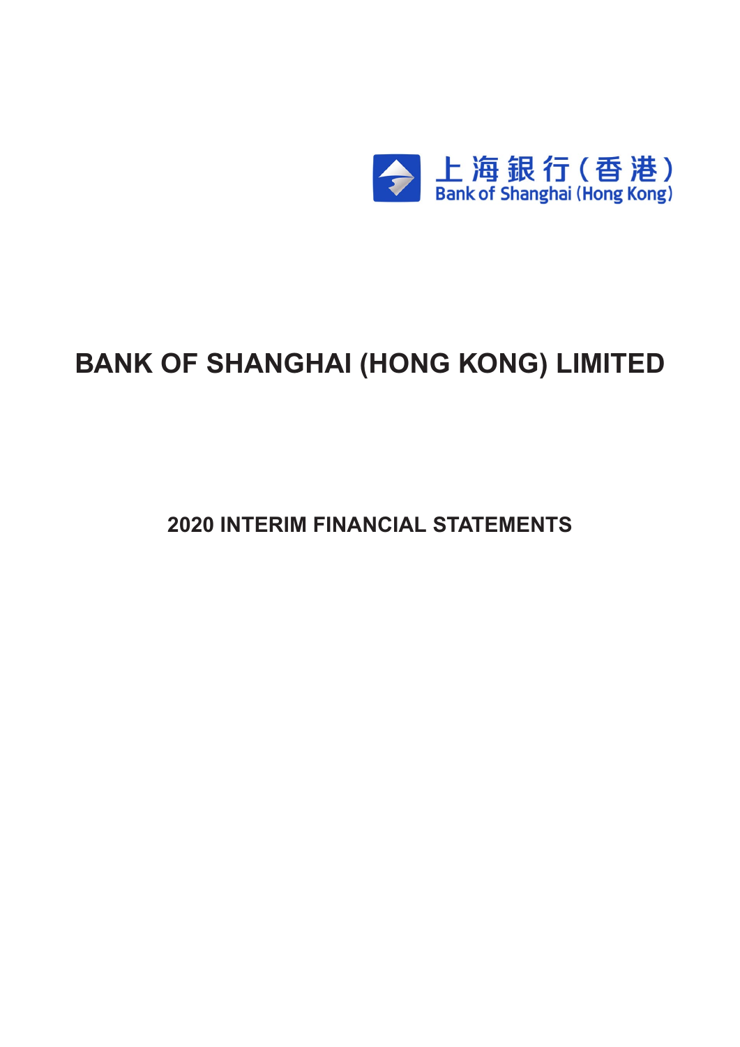上海銀行(香港)
Bank of Shanghai (Hong Kong)

# BANK OF SHANGHAI (HONG KONG) LIMITED

## 2020 INTERIM FINANCIAL STATEMENTS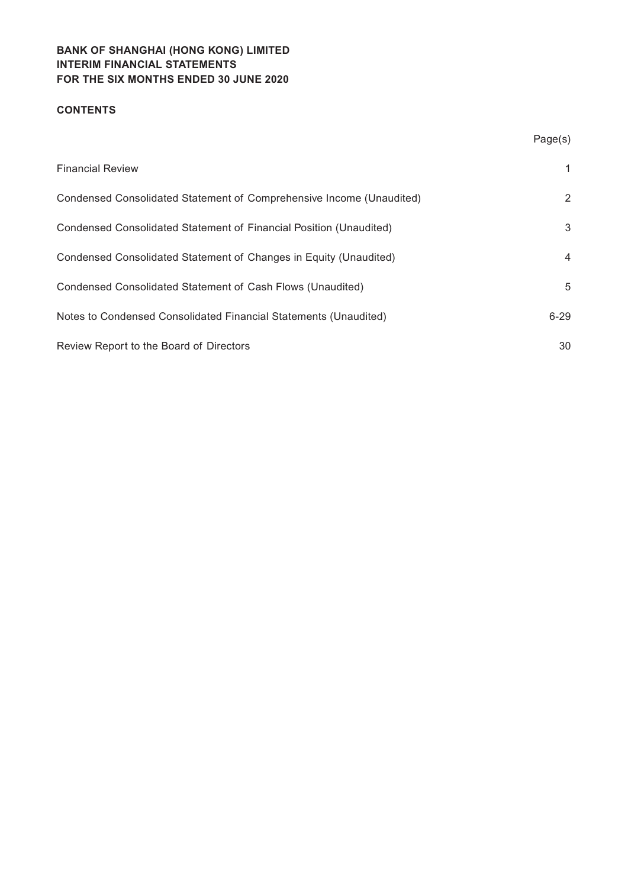**BANK OF SHANGHAI (HONG KONG) LIMITED**
**INTERIM FINANCIAL STATEMENTS**
**FOR THE SIX MONTHS ENDED 30 JUNE 2020**

**CONTENTS**

| | Page(s) |
|---|---|
| Financial Review | 1 |
| Condensed Consolidated Statement of Comprehensive Income (Unaudited) | 2 |
| Condensed Consolidated Statement of Financial Position (Unaudited) | 3 |
| Condensed Consolidated Statement of Changes in Equity (Unaudited) | 4 |
| Condensed Consolidated Statement of Cash Flows (Unaudited) | 5 |
| Notes to Condensed Consolidated Financial Statements (Unaudited) | 6-29 |
| Review Report to the Board of Directors | 30 |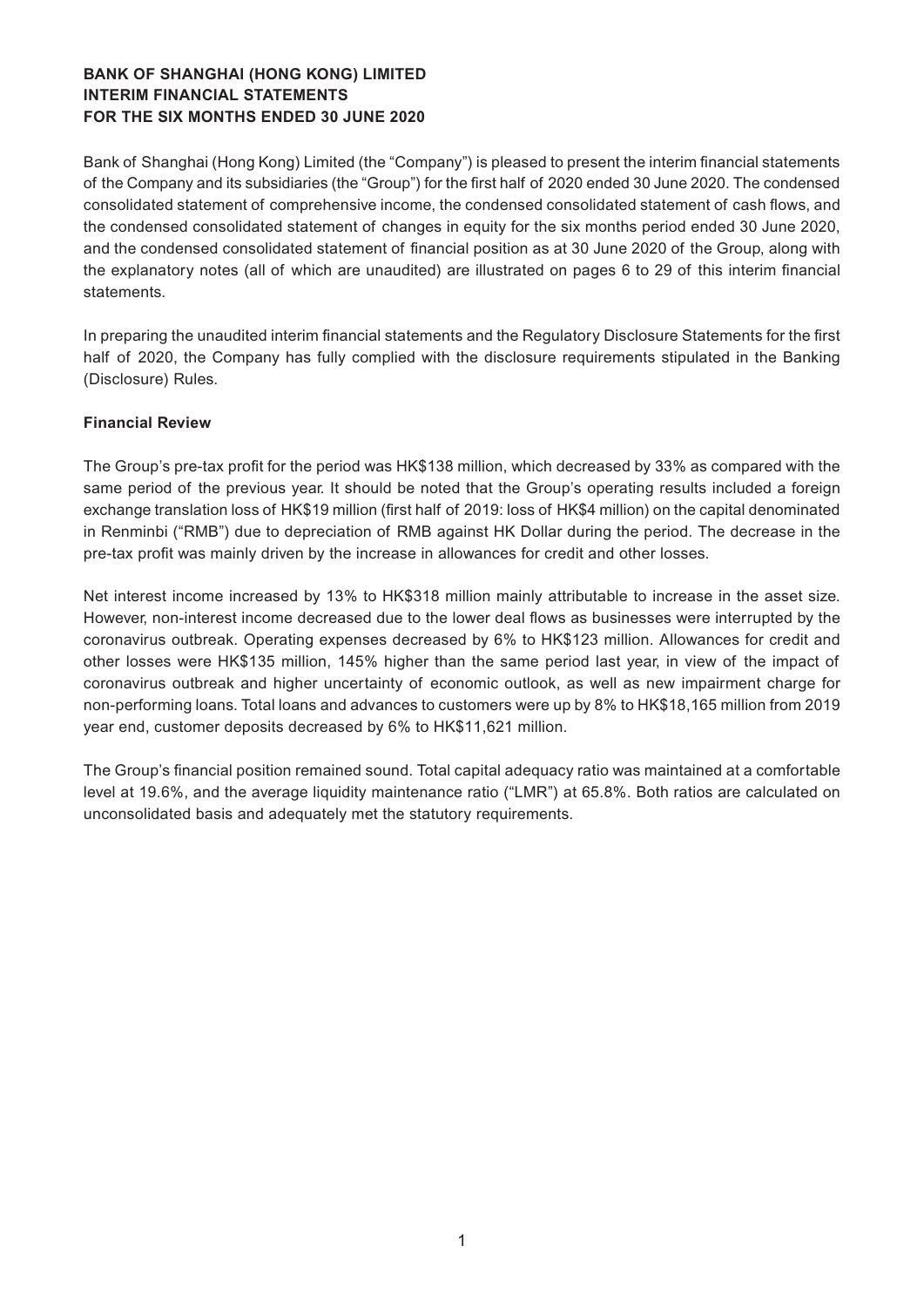**BANK OF SHANGHAI (HONG KONG) LIMITED**
**INTERIM FINANCIAL STATEMENTS**
**FOR THE SIX MONTHS ENDED 30 JUNE 2020**

Bank of Shanghai (Hong Kong) Limited (the "Company") is pleased to present the interim financial statements of the Company and its subsidiaries (the "Group") for the first half of 2020 ended 30 June 2020. The condensed consolidated statement of comprehensive income, the condensed consolidated statement of cash flows, and the condensed consolidated statement of changes in equity for the six months period ended 30 June 2020, and the condensed consolidated statement of financial position as at 30 June 2020 of the Group, along with the explanatory notes (all of which are unaudited) are illustrated on pages 6 to 29 of this interim financial statements.

In preparing the unaudited interim financial statements and the Regulatory Disclosure Statements for the first half of 2020, the Company has fully complied with the disclosure requirements stipulated in the Banking (Disclosure) Rules.

**Financial Review**

The Group's pre-tax profit for the period was HK$138 million, which decreased by 33% as compared with the same period of the previous year. It should be noted that the Group's operating results included a foreign exchange translation loss of HK$19 million (first half of 2019: loss of HK$4 million) on the capital denominated in Renminbi ("RMB") due to depreciation of RMB against HK Dollar during the period. The decrease in the pre-tax profit was mainly driven by the increase in allowances for credit and other losses.

Net interest income increased by 13% to HK$318 million mainly attributable to increase in the asset size. However, non-interest income decreased due to the lower deal flows as businesses were interrupted by the coronavirus outbreak. Operating expenses decreased by 6% to HK$123 million. Allowances for credit and other losses were HK$135 million, 145% higher than the same period last year, in view of the impact of coronavirus outbreak and higher uncertainty of economic outlook, as well as new impairment charge for non-performing loans. Total loans and advances to customers were up by 8% to HK$18,165 million from 2019 year end, customer deposits decreased by 6% to HK$11,621 million.

The Group's financial position remained sound. Total capital adequacy ratio was maintained at a comfortable level at 19.6%, and the average liquidity maintenance ratio ("LMR") at 65.8%. Both ratios are calculated on unconsolidated basis and adequately met the statutory requirements.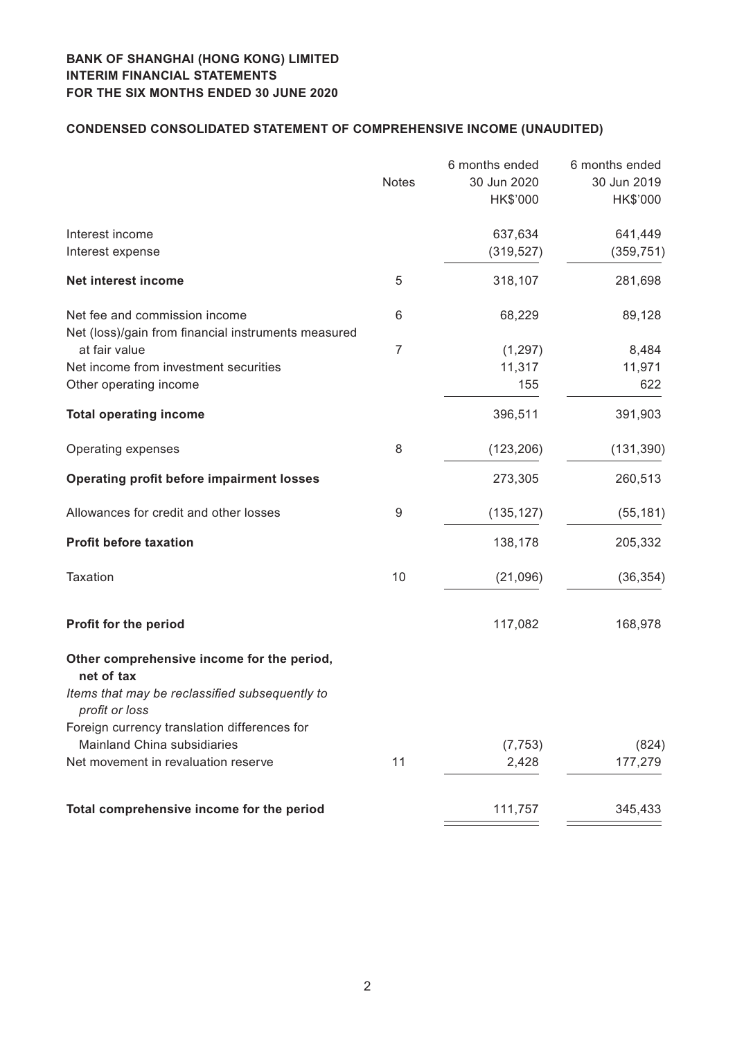**BANK OF SHANGHAI (HONG KONG) LIMITED**
**INTERIM FINANCIAL STATEMENTS**
**FOR THE SIX MONTHS ENDED 30 JUNE 2020**

## CONDENSED CONSOLIDATED STATEMENT OF COMPREHENSIVE INCOME (UNAUDITED)

| | Notes | 6 months ended 30 Jun 2020 HK$'000 | 6 months ended 30 Jun 2019 HK$'000 |
|---|---|---|---|
| Interest income | | 637,634 | 641,449 |
| Interest expense | | (319,527) | (359,751) |
| **Net interest income** | 5 | 318,107 | 281,698 |
| Net fee and commission income | 6 | 68,229 | 89,128 |
| Net (loss)/gain from financial instruments measured at fair value | 7 | (1,297) | 8,484 |
| Net income from investment securities | | 11,317 | 11,971 |
| Other operating income | | 155 | 622 |
| **Total operating income** | | 396,511 | 391,903 |
| Operating expenses | 8 | (123,206) | (131,390) |
| **Operating profit before impairment losses** | | 273,305 | 260,513 |
| Allowances for credit and other losses | 9 | (135,127) | (55,181) |
| **Profit before taxation** | | 138,178 | 205,332 |
| Taxation | 10 | (21,096) | (36,354) |
| **Profit for the period** | | 117,082 | 168,978 |
| **Other comprehensive income for the period, net of tax** | | | |
| *Items that may be reclassified subsequently to profit or loss* | | | |
| Foreign currency translation differences for Mainland China subsidiaries | | (7,753) | (824) |
| Net movement in revaluation reserve | 11 | 2,428 | 177,279 |
| **Total comprehensive income for the period** | | 111,757 | 345,433 |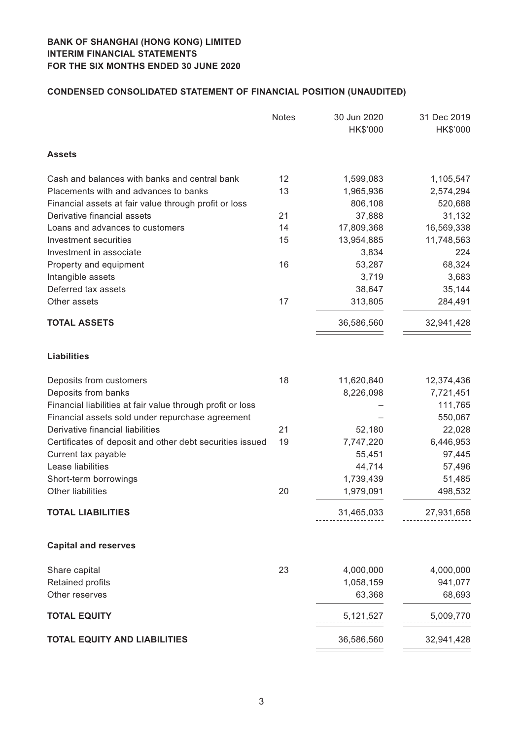**BANK OF SHANGHAI (HONG KONG) LIMITED**
**INTERIM FINANCIAL STATEMENTS**
**FOR THE SIX MONTHS ENDED 30 JUNE 2020**

## CONDENSED CONSOLIDATED STATEMENT OF FINANCIAL POSITION (UNAUDITED)

| | Notes | 30 Jun 2020 HK$'000 | 31 Dec 2019 HK$'000 |
|---|---|---|---|
| **Assets** | | | |
| Cash and balances with banks and central bank | 12 | 1,599,083 | 1,105,547 |
| Placements with and advances to banks | 13 | 1,965,936 | 2,574,294 |
| Financial assets at fair value through profit or loss | | 806,108 | 520,688 |
| Derivative financial assets | 21 | 37,888 | 31,132 |
| Loans and advances to customers | 14 | 17,809,368 | 16,569,338 |
| Investment securities | 15 | 13,954,885 | 11,748,563 |
| Investment in associate | | 3,834 | 224 |
| Property and equipment | 16 | 53,287 | 68,324 |
| Intangible assets | | 3,719 | 3,683 |
| Deferred tax assets | | 38,647 | 35,144 |
| Other assets | 17 | 313,805 | 284,491 |
| **TOTAL ASSETS** | | 36,586,560 | 32,941,428 |
| **Liabilities** | | | |
| Deposits from customers | 18 | 11,620,840 | 12,374,436 |
| Deposits from banks | | 8,226,098 | 7,721,451 |
| Financial liabilities at fair value through profit or loss | | – | 111,765 |
| Financial assets sold under repurchase agreement | | – | 550,067 |
| Derivative financial liabilities | 21 | 52,180 | 22,028 |
| Certificates of deposit and other debt securities issued | 19 | 7,747,220 | 6,446,953 |
| Current tax payable | | 55,451 | 97,445 |
| Lease liabilities | | 44,714 | 57,496 |
| Short-term borrowings | | 1,739,439 | 51,485 |
| Other liabilities | 20 | 1,979,091 | 498,532 |
| **TOTAL LIABILITIES** | | 31,465,033 | 27,931,658 |
| **Capital and reserves** | | | |
| Share capital | 23 | 4,000,000 | 4,000,000 |
| Retained profits | | 1,058,159 | 941,077 |
| Other reserves | | 63,368 | 68,693 |
| **TOTAL EQUITY** | | 5,121,527 | 5,009,770 |
| **TOTAL EQUITY AND LIABILITIES** | | 36,586,560 | 32,941,428 |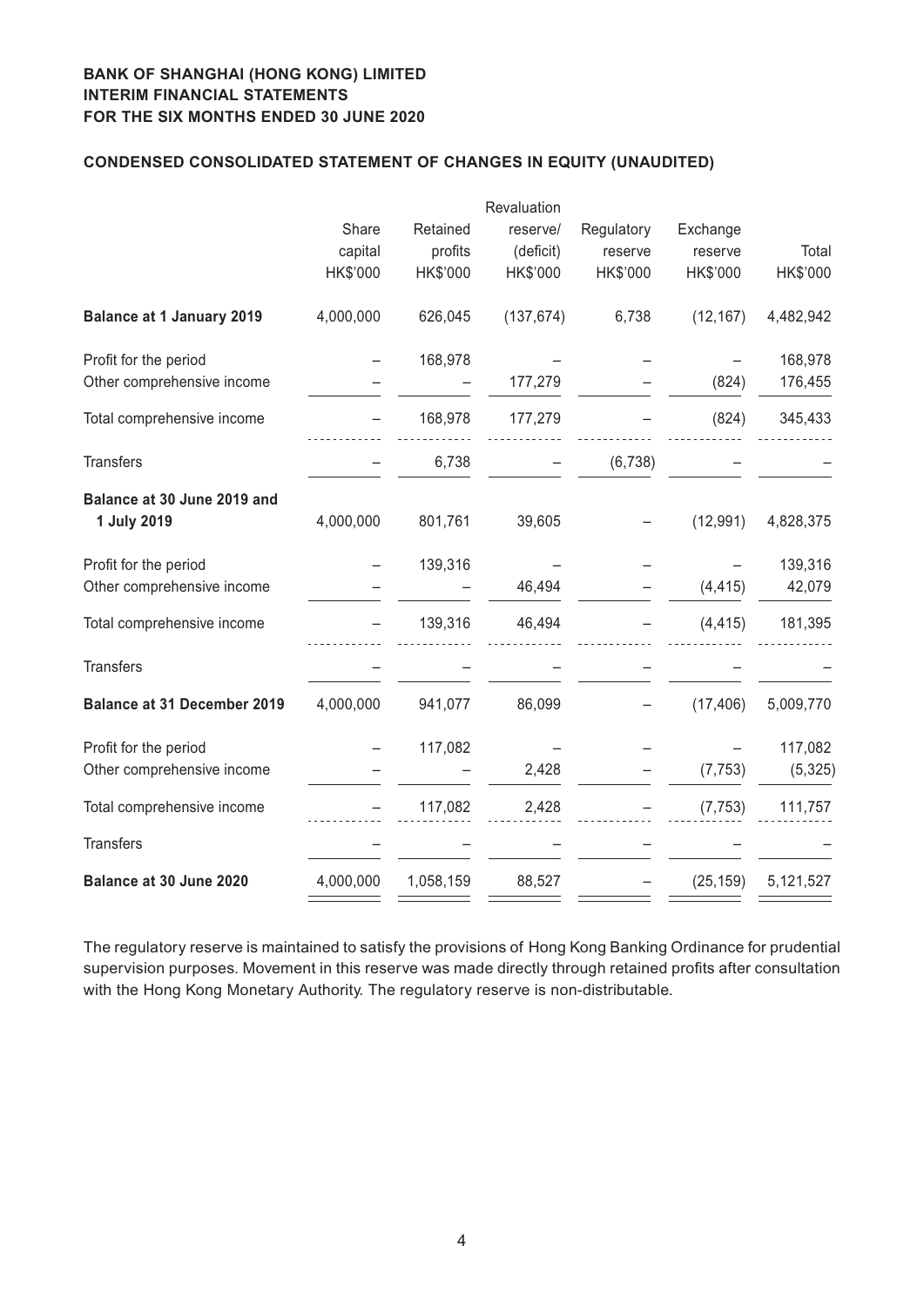**BANK OF SHANGHAI (HONG KONG) LIMITED**
**INTERIM FINANCIAL STATEMENTS**
**FOR THE SIX MONTHS ENDED 30 JUNE 2020**

## CONDENSED CONSOLIDATED STATEMENT OF CHANGES IN EQUITY (UNAUDITED)

| | Share capital HK$'000 | Retained profits HK$'000 | Revaluation reserve/ (deficit) HK$'000 | Regulatory reserve HK$'000 | Exchange reserve HK$'000 | Total HK$'000 |
|---|---|---|---|---|---|---|
| **Balance at 1 January 2019** | 4,000,000 | 626,045 | (137,674) | 6,738 | (12,167) | 4,482,942 |
| Profit for the period | – | 168,978 | – | – | – | 168,978 |
| Other comprehensive income | – | – | 177,279 | – | (824) | 176,455 |
| Total comprehensive income | – | 168,978 | 177,279 | – | (824) | 345,433 |
| Transfers | – | 6,738 | – | (6,738) | – | – |
| **Balance at 30 June 2019 and 1 July 2019** | 4,000,000 | 801,761 | 39,605 | – | (12,991) | 4,828,375 |
| Profit for the period | – | 139,316 | – | – | – | 139,316 |
| Other comprehensive income | – | – | 46,494 | – | (4,415) | 42,079 |
| Total comprehensive income | – | 139,316 | 46,494 | – | (4,415) | 181,395 |
| Transfers | – | – | – | – | – | – |
| **Balance at 31 December 2019** | 4,000,000 | 941,077 | 86,099 | – | (17,406) | 5,009,770 |
| Profit for the period | – | 117,082 | – | – | – | 117,082 |
| Other comprehensive income | – | – | 2,428 | – | (7,753) | (5,325) |
| Total comprehensive income | – | 117,082 | 2,428 | – | (7,753) | 111,757 |
| Transfers | – | – | – | – | – | – |
| **Balance at 30 June 2020** | 4,000,000 | 1,058,159 | 88,527 | – | (25,159) | 5,121,527 |

The regulatory reserve is maintained to satisfy the provisions of Hong Kong Banking Ordinance for prudential supervision purposes. Movement in this reserve was made directly through retained profits after consultation with the Hong Kong Monetary Authority. The regulatory reserve is non-distributable.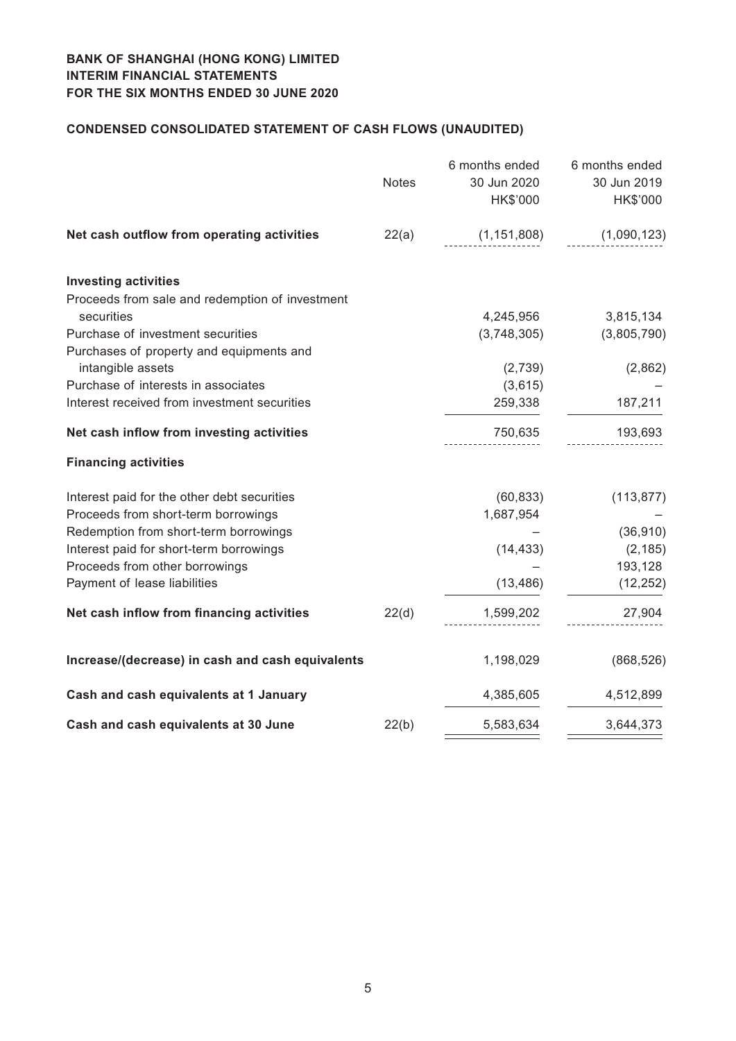**BANK OF SHANGHAI (HONG KONG) LIMITED**
**INTERIM FINANCIAL STATEMENTS**
**FOR THE SIX MONTHS ENDED 30 JUNE 2020**

## CONDENSED CONSOLIDATED STATEMENT OF CASH FLOWS (UNAUDITED)

| | Notes | 6 months ended 30 Jun 2020 HK$'000 | 6 months ended 30 Jun 2019 HK$'000 |
|---|---|---|---|
| **Net cash outflow from operating activities** | 22(a) | (1,151,808) | (1,090,123) |
| **Investing activities** | | | |
| Proceeds from sale and redemption of investment securities | | 4,245,956 | 3,815,134 |
| Purchase of investment securities | | (3,748,305) | (3,805,790) |
| Purchases of property and equipments and intangible assets | | (2,739) | (2,862) |
| Purchase of interests in associates | | (3,615) | – |
| Interest received from investment securities | | 259,338 | 187,211 |
| **Net cash inflow from investing activities** | | 750,635 | 193,693 |
| **Financing activities** | | | |
| Interest paid for the other debt securities | | (60,833) | (113,877) |
| Proceeds from short-term borrowings | | 1,687,954 | – |
| Redemption from short-term borrowings | | – | (36,910) |
| Interest paid for short-term borrowings | | (14,433) | (2,185) |
| Proceeds from other borrowings | | – | 193,128 |
| Payment of lease liabilities | | (13,486) | (12,252) |
| **Net cash inflow from financing activities** | 22(d) | 1,599,202 | 27,904 |
| **Increase/(decrease) in cash and cash equivalents** | | 1,198,029 | (868,526) |
| **Cash and cash equivalents at 1 January** | | 4,385,605 | 4,512,899 |
| **Cash and cash equivalents at 30 June** | 22(b) | 5,583,634 | 3,644,373 |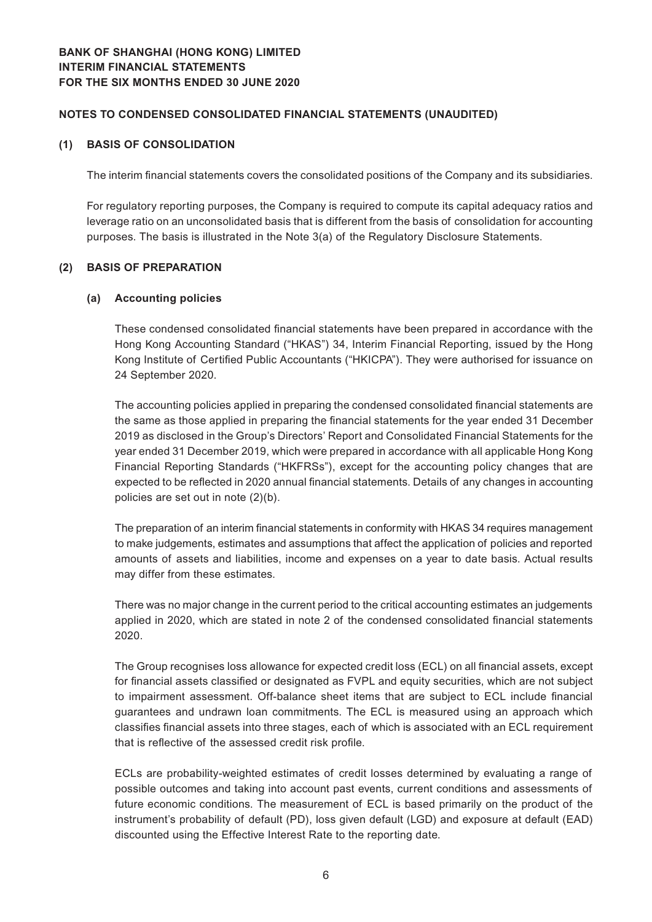**BANK OF SHANGHAI (HONG KONG) LIMITED**
**INTERIM FINANCIAL STATEMENTS**
**FOR THE SIX MONTHS ENDED 30 JUNE 2020**

**NOTES TO CONDENSED CONSOLIDATED FINANCIAL STATEMENTS (UNAUDITED)**

## (1) BASIS OF CONSOLIDATION

The interim financial statements covers the consolidated positions of the Company and its subsidiaries.

For regulatory reporting purposes, the Company is required to compute its capital adequacy ratios and leverage ratio on an unconsolidated basis that is different from the basis of consolidation for accounting purposes. The basis is illustrated in the Note 3(a) of the Regulatory Disclosure Statements.

## (2) BASIS OF PREPARATION

### (a) Accounting policies

These condensed consolidated financial statements have been prepared in accordance with the Hong Kong Accounting Standard ("HKAS") 34, Interim Financial Reporting, issued by the Hong Kong Institute of Certified Public Accountants ("HKICPA"). They were authorised for issuance on 24 September 2020.

The accounting policies applied in preparing the condensed consolidated financial statements are the same as those applied in preparing the financial statements for the year ended 31 December 2019 as disclosed in the Group's Directors' Report and Consolidated Financial Statements for the year ended 31 December 2019, which were prepared in accordance with all applicable Hong Kong Financial Reporting Standards ("HKFRSs"), except for the accounting policy changes that are expected to be reflected in 2020 annual financial statements. Details of any changes in accounting policies are set out in note (2)(b).

The preparation of an interim financial statements in conformity with HKAS 34 requires management to make judgements, estimates and assumptions that affect the application of policies and reported amounts of assets and liabilities, income and expenses on a year to date basis. Actual results may differ from these estimates.

There was no major change in the current period to the critical accounting estimates an judgements applied in 2020, which are stated in note 2 of the condensed consolidated financial statements 2020.

The Group recognises loss allowance for expected credit loss (ECL) on all financial assets, except for financial assets classified or designated as FVPL and equity securities, which are not subject to impairment assessment. Off-balance sheet items that are subject to ECL include financial guarantees and undrawn loan commitments. The ECL is measured using an approach which classifies financial assets into three stages, each of which is associated with an ECL requirement that is reflective of the assessed credit risk profile.

ECLs are probability-weighted estimates of credit losses determined by evaluating a range of possible outcomes and taking into account past events, current conditions and assessments of future economic conditions. The measurement of ECL is based primarily on the product of the instrument's probability of default (PD), loss given default (LGD) and exposure at default (EAD) discounted using the Effective Interest Rate to the reporting date.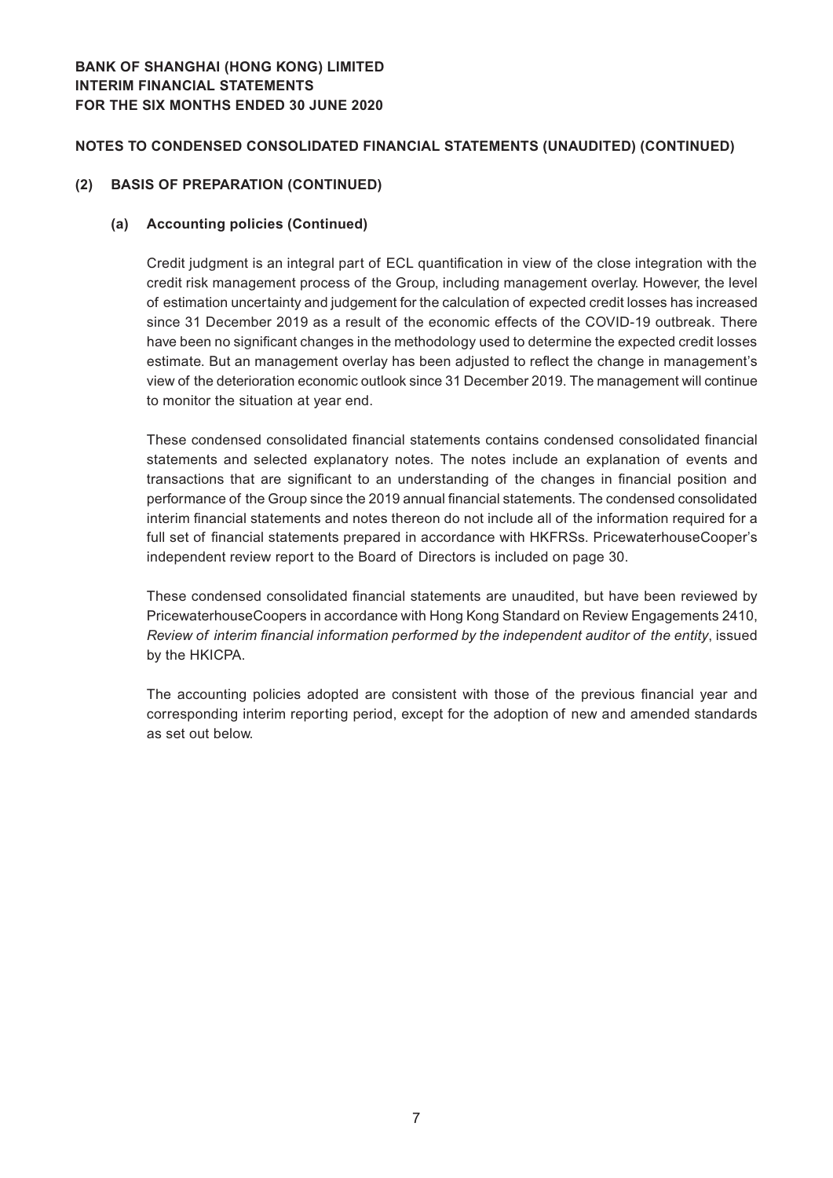## NOTES TO CONDENSED CONSOLIDATED FINANCIAL STATEMENTS (UNAUDITED) (CONTINUED)

### (2) BASIS OF PREPARATION (CONTINUED)

#### (a) Accounting policies (Continued)

Credit judgment is an integral part of ECL quantification in view of the close integration with the credit risk management process of the Group, including management overlay. However, the level of estimation uncertainty and judgement for the calculation of expected credit losses has increased since 31 December 2019 as a result of the economic effects of the COVID-19 outbreak. There have been no significant changes in the methodology used to determine the expected credit losses estimate. But an management overlay has been adjusted to reflect the change in management's view of the deterioration economic outlook since 31 December 2019. The management will continue to monitor the situation at year end.

These condensed consolidated financial statements contains condensed consolidated financial statements and selected explanatory notes. The notes include an explanation of events and transactions that are significant to an understanding of the changes in financial position and performance of the Group since the 2019 annual financial statements. The condensed consolidated interim financial statements and notes thereon do not include all of the information required for a full set of financial statements prepared in accordance with HKFRSs. PricewaterhouseCooper's independent review report to the Board of Directors is included on page 30.

These condensed consolidated financial statements are unaudited, but have been reviewed by PricewaterhouseCoopers in accordance with Hong Kong Standard on Review Engagements 2410, *Review of interim financial information performed by the independent auditor of the entity*, issued by the HKICPA.

The accounting policies adopted are consistent with those of the previous financial year and corresponding interim reporting period, except for the adoption of new and amended standards as set out below.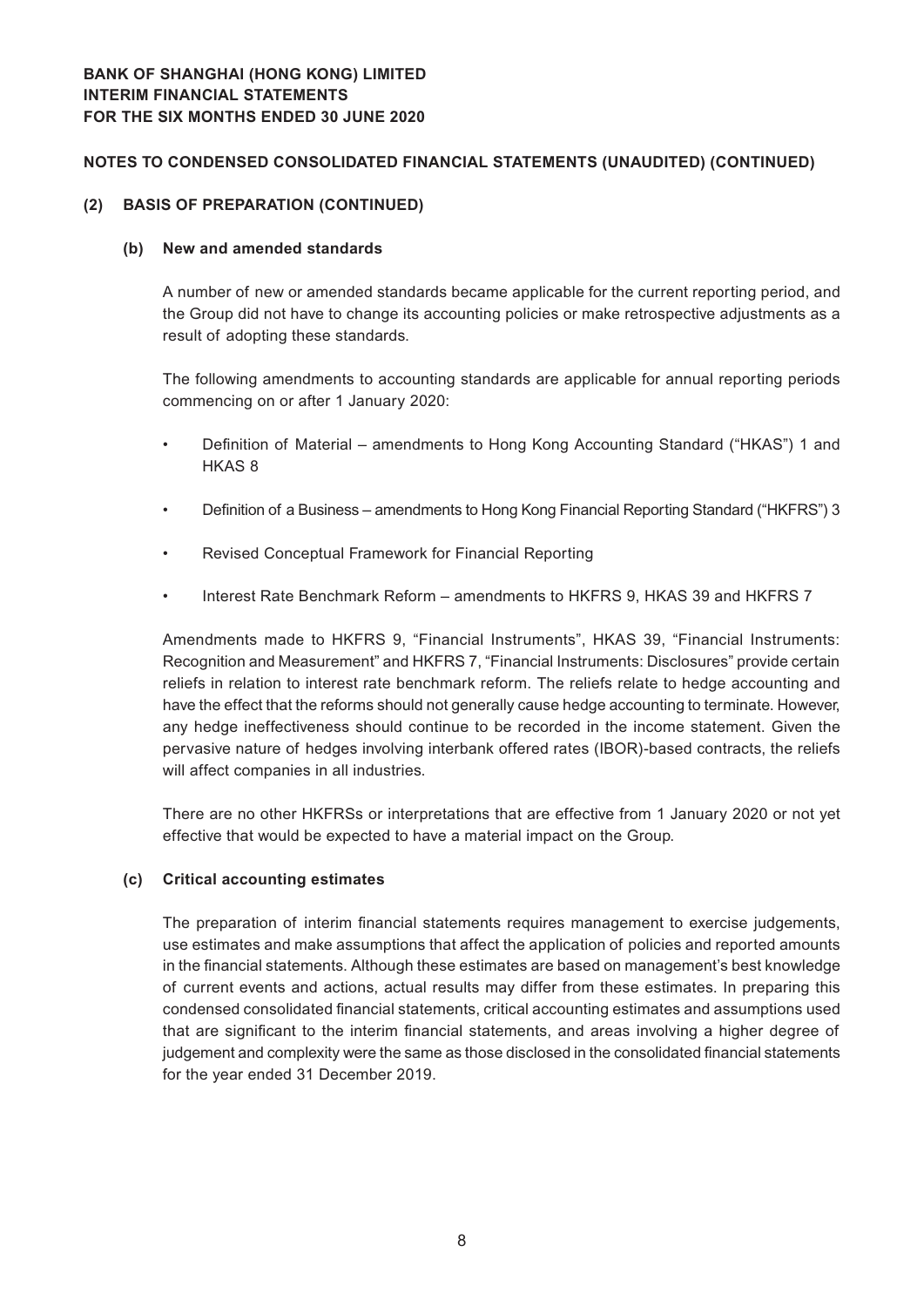**NOTES TO CONDENSED CONSOLIDATED FINANCIAL STATEMENTS (UNAUDITED) (CONTINUED)**

## (2) BASIS OF PREPARATION (CONTINUED)

### (b) New and amended standards

A number of new or amended standards became applicable for the current reporting period, and the Group did not have to change its accounting policies or make retrospective adjustments as a result of adopting these standards.

The following amendments to accounting standards are applicable for annual reporting periods commencing on or after 1 January 2020:

- Definition of Material – amendments to Hong Kong Accounting Standard ("HKAS") 1 and HKAS 8
- Definition of a Business – amendments to Hong Kong Financial Reporting Standard ("HKFRS") 3
- Revised Conceptual Framework for Financial Reporting
- Interest Rate Benchmark Reform – amendments to HKFRS 9, HKAS 39 and HKFRS 7

Amendments made to HKFRS 9, "Financial Instruments", HKAS 39, "Financial Instruments: Recognition and Measurement" and HKFRS 7, "Financial Instruments: Disclosures" provide certain reliefs in relation to interest rate benchmark reform. The reliefs relate to hedge accounting and have the effect that the reforms should not generally cause hedge accounting to terminate. However, any hedge ineffectiveness should continue to be recorded in the income statement. Given the pervasive nature of hedges involving interbank offered rates (IBOR)-based contracts, the reliefs will affect companies in all industries.

There are no other HKFRSs or interpretations that are effective from 1 January 2020 or not yet effective that would be expected to have a material impact on the Group.

### (c) Critical accounting estimates

The preparation of interim financial statements requires management to exercise judgements, use estimates and make assumptions that affect the application of policies and reported amounts in the financial statements. Although these estimates are based on management's best knowledge of current events and actions, actual results may differ from these estimates. In preparing this condensed consolidated financial statements, critical accounting estimates and assumptions used that are significant to the interim financial statements, and areas involving a higher degree of judgement and complexity were the same as those disclosed in the consolidated financial statements for the year ended 31 December 2019.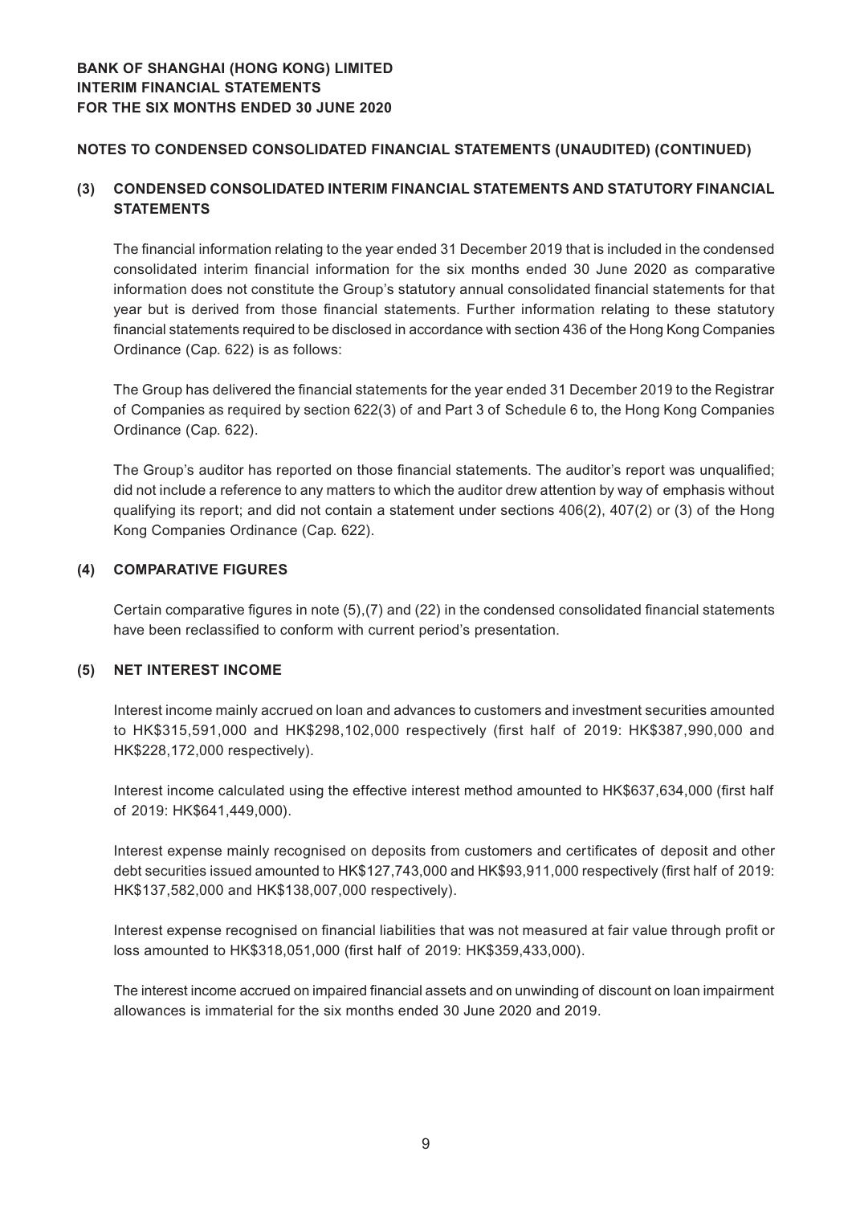## NOTES TO CONDENSED CONSOLIDATED FINANCIAL STATEMENTS (UNAUDITED) (CONTINUED)

### (3) CONDENSED CONSOLIDATED INTERIM FINANCIAL STATEMENTS AND STATUTORY FINANCIAL STATEMENTS

The financial information relating to the year ended 31 December 2019 that is included in the condensed consolidated interim financial information for the six months ended 30 June 2020 as comparative information does not constitute the Group's statutory annual consolidated financial statements for that year but is derived from those financial statements. Further information relating to these statutory financial statements required to be disclosed in accordance with section 436 of the Hong Kong Companies Ordinance (Cap. 622) is as follows:

The Group has delivered the financial statements for the year ended 31 December 2019 to the Registrar of Companies as required by section 622(3) of and Part 3 of Schedule 6 to, the Hong Kong Companies Ordinance (Cap. 622).

The Group's auditor has reported on those financial statements. The auditor's report was unqualified; did not include a reference to any matters to which the auditor drew attention by way of emphasis without qualifying its report; and did not contain a statement under sections 406(2), 407(2) or (3) of the Hong Kong Companies Ordinance (Cap. 622).

### (4) COMPARATIVE FIGURES

Certain comparative figures in note (5),(7) and (22) in the condensed consolidated financial statements have been reclassified to conform with current period's presentation.

### (5) NET INTEREST INCOME

Interest income mainly accrued on loan and advances to customers and investment securities amounted to HK$315,591,000 and HK$298,102,000 respectively (first half of 2019: HK$387,990,000 and HK$228,172,000 respectively).

Interest income calculated using the effective interest method amounted to HK$637,634,000 (first half of 2019: HK$641,449,000).

Interest expense mainly recognised on deposits from customers and certificates of deposit and other debt securities issued amounted to HK$127,743,000 and HK$93,911,000 respectively (first half of 2019: HK$137,582,000 and HK$138,007,000 respectively).

Interest expense recognised on financial liabilities that was not measured at fair value through profit or loss amounted to HK$318,051,000 (first half of 2019: HK$359,433,000).

The interest income accrued on impaired financial assets and on unwinding of discount on loan impairment allowances is immaterial for the six months ended 30 June 2020 and 2019.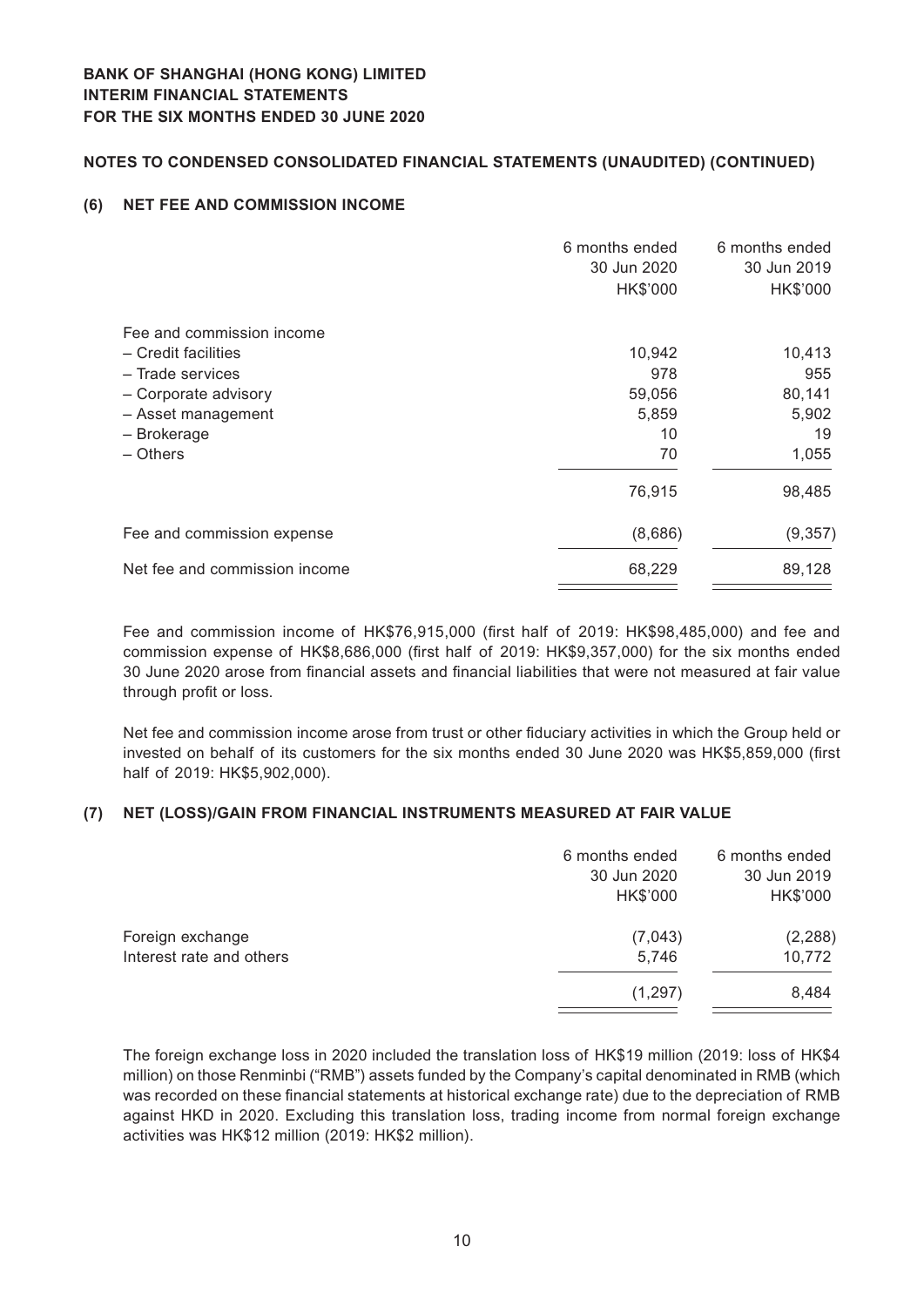## NOTES TO CONDENSED CONSOLIDATED FINANCIAL STATEMENTS (UNAUDITED) (CONTINUED)

### (6) NET FEE AND COMMISSION INCOME

| | 6 months ended 30 Jun 2020 HK$'000 | 6 months ended 30 Jun 2019 HK$'000 |
|---|---|---|
| Fee and commission income | | |
| – Credit facilities | 10,942 | 10,413 |
| – Trade services | 978 | 955 |
| – Corporate advisory | 59,056 | 80,141 |
| – Asset management | 5,859 | 5,902 |
| – Brokerage | 10 | 19 |
| – Others | 70 | 1,055 |
| | 76,915 | 98,485 |
| Fee and commission expense | (8,686) | (9,357) |
| Net fee and commission income | 68,229 | 89,128 |

Fee and commission income of HK$76,915,000 (first half of 2019: HK$98,485,000) and fee and commission expense of HK$8,686,000 (first half of 2019: HK$9,357,000) for the six months ended 30 June 2020 arose from financial assets and financial liabilities that were not measured at fair value through profit or loss.

Net fee and commission income arose from trust or other fiduciary activities in which the Group held or invested on behalf of its customers for the six months ended 30 June 2020 was HK$5,859,000 (first half of 2019: HK$5,902,000).

### (7) NET (LOSS)/GAIN FROM FINANCIAL INSTRUMENTS MEASURED AT FAIR VALUE

| | 6 months ended 30 Jun 2020 HK$'000 | 6 months ended 30 Jun 2019 HK$'000 |
|---|---|---|
| Foreign exchange | (7,043) | (2,288) |
| Interest rate and others | 5,746 | 10,772 |
| | (1,297) | 8,484 |

The foreign exchange loss in 2020 included the translation loss of HK$19 million (2019: loss of HK$4 million) on those Renminbi ("RMB") assets funded by the Company's capital denominated in RMB (which was recorded on these financial statements at historical exchange rate) due to the depreciation of RMB against HKD in 2020. Excluding this translation loss, trading income from normal foreign exchange activities was HK$12 million (2019: HK$2 million).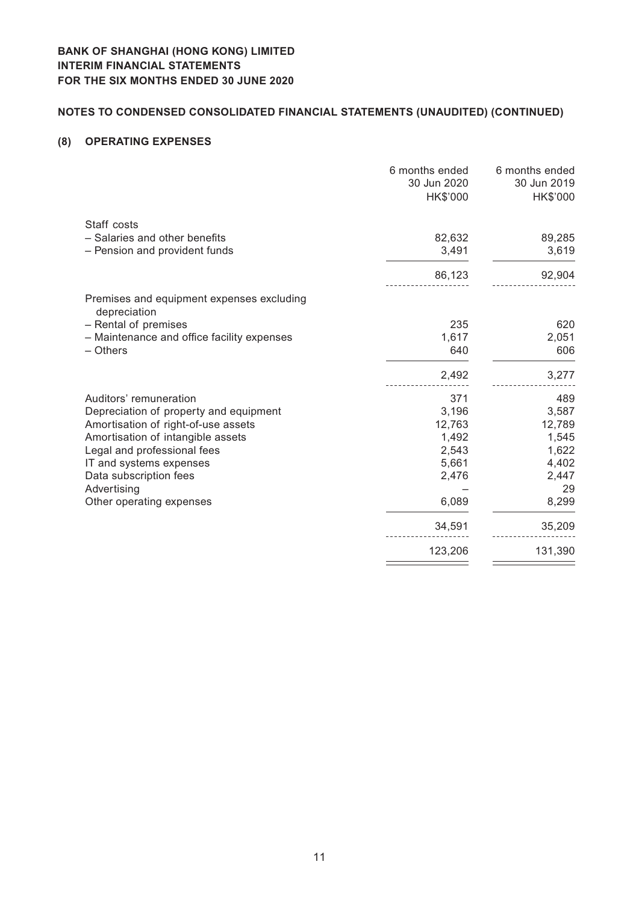**BANK OF SHANGHAI (HONG KONG) LIMITED**
**INTERIM FINANCIAL STATEMENTS**
**FOR THE SIX MONTHS ENDED 30 JUNE 2020**

**NOTES TO CONDENSED CONSOLIDATED FINANCIAL STATEMENTS (UNAUDITED) (CONTINUED)**

## (8) OPERATING EXPENSES

| | 6 months ended 30 Jun 2020 HK$'000 | 6 months ended 30 Jun 2019 HK$'000 |
|---|---|---|
| Staff costs | | |
| – Salaries and other benefits | 82,632 | 89,285 |
| – Pension and provident funds | 3,491 | 3,619 |
| | 86,123 | 92,904 |
| Premises and equipment expenses excluding depreciation | | |
| – Rental of premises | 235 | 620 |
| – Maintenance and office facility expenses | 1,617 | 2,051 |
| – Others | 640 | 606 |
| | 2,492 | 3,277 |
| Auditors' remuneration | 371 | 489 |
| Depreciation of property and equipment | 3,196 | 3,587 |
| Amortisation of right-of-use assets | 12,763 | 12,789 |
| Amortisation of intangible assets | 1,492 | 1,545 |
| Legal and professional fees | 2,543 | 1,622 |
| IT and systems expenses | 5,661 | 4,402 |
| Data subscription fees | 2,476 | 2,447 |
| Advertising | – | 29 |
| Other operating expenses | 6,089 | 8,299 |
| | 34,591 | 35,209 |
| | 123,206 | 131,390 |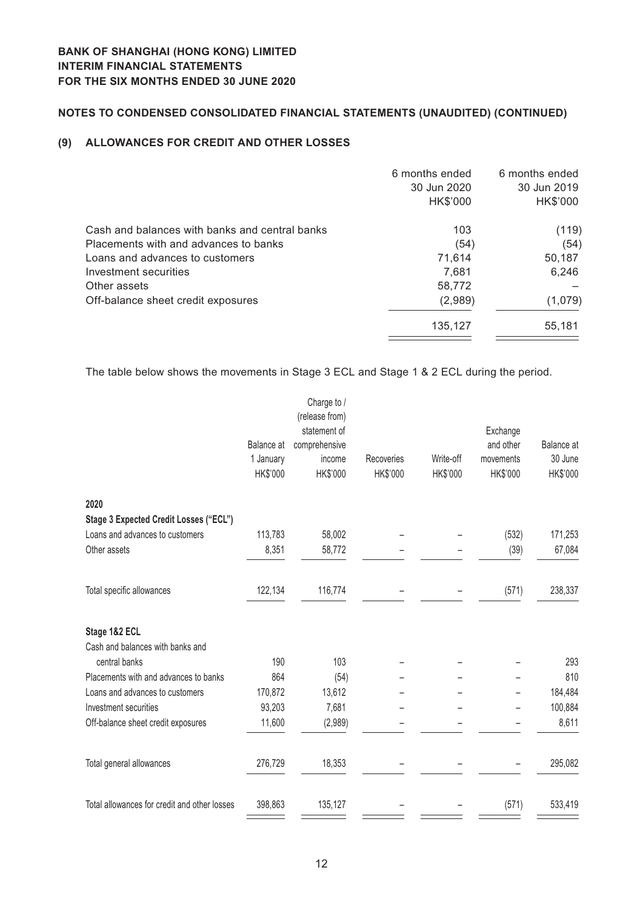## NOTES TO CONDENSED CONSOLIDATED FINANCIAL STATEMENTS (UNAUDITED) (CONTINUED)

### (9) ALLOWANCES FOR CREDIT AND OTHER LOSSES

| | 6 months ended 30 Jun 2020 HK$'000 | 6 months ended 30 Jun 2019 HK$'000 |
|---|---|---|
| Cash and balances with banks and central banks | 103 | (119) |
| Placements with and advances to banks | (54) | (54) |
| Loans and advances to customers | 71,614 | 50,187 |
| Investment securities | 7,681 | 6,246 |
| Other assets | 58,772 | – |
| Off-balance sheet credit exposures | (2,989) | (1,079) |
| | 135,127 | 55,181 |

The table below shows the movements in Stage 3 ECL and Stage 1 & 2 ECL during the period.

| | Balance at 1 January HK$'000 | Charge to / (release from) statement of comprehensive income HK$'000 | Recoveries HK$'000 | Write-off HK$'000 | Exchange and other movements HK$'000 | Balance at 30 June HK$'000 |
|---|---|---|---|---|---|---|
| **2020** | | | | | | |
| **Stage 3 Expected Credit Losses ("ECL")** | | | | | | |
| Loans and advances to customers | 113,783 | 58,002 | – | – | (532) | 171,253 |
| Other assets | 8,351 | 58,772 | – | – | (39) | 67,084 |
| Total specific allowances | 122,134 | 116,774 | – | – | (571) | 238,337 |
| **Stage 1&2 ECL** | | | | | | |
| Cash and balances with banks and central banks | 190 | 103 | – | – | – | 293 |
| Placements with and advances to banks | 864 | (54) | – | – | – | 810 |
| Loans and advances to customers | 170,872 | 13,612 | – | – | – | 184,484 |
| Investment securities | 93,203 | 7,681 | – | – | – | 100,884 |
| Off-balance sheet credit exposures | 11,600 | (2,989) | – | – | – | 8,611 |
| Total general allowances | 276,729 | 18,353 | – | – | – | 295,082 |
| Total allowances for credit and other losses | 398,863 | 135,127 | – | – | (571) | 533,419 |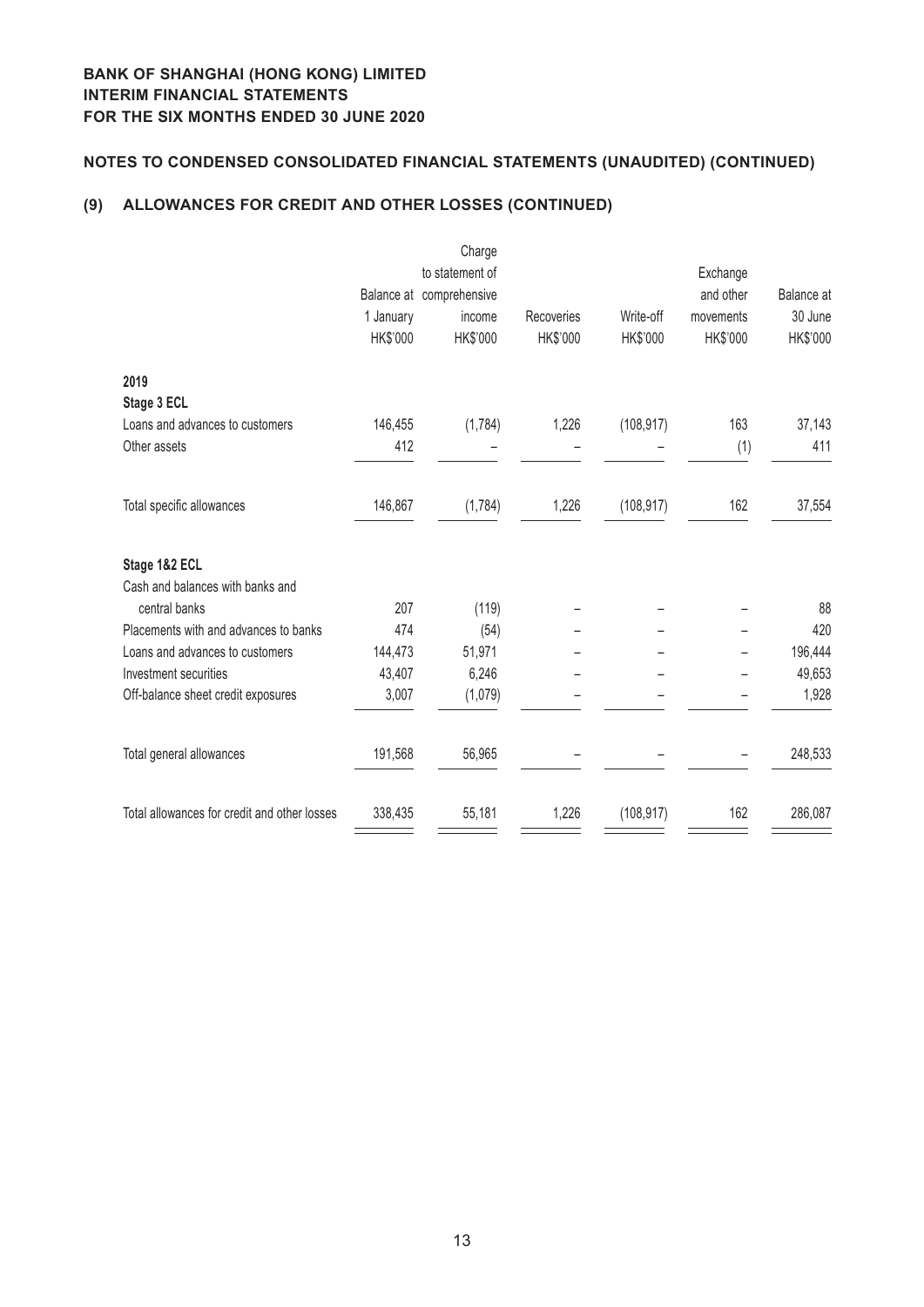**BANK OF SHANGHAI (HONG KONG) LIMITED**
**INTERIM FINANCIAL STATEMENTS**
**FOR THE SIX MONTHS ENDED 30 JUNE 2020**

## NOTES TO CONDENSED CONSOLIDATED FINANCIAL STATEMENTS (UNAUDITED) (CONTINUED)

### (9) ALLOWANCES FOR CREDIT AND OTHER LOSSES (CONTINUED)

| | Balance at 1 January HK$'000 | Charge to statement of comprehensive income HK$'000 | Recoveries HK$'000 | Write-off HK$'000 | Exchange and other movements HK$'000 | Balance at 30 June HK$'000 |
|---|---|---|---|---|---|---|
| **2019** | | | | | | |
| **Stage 3 ECL** | | | | | | |
| Loans and advances to customers | 146,455 | (1,784) | 1,226 | (108,917) | 163 | 37,143 |
| Other assets | 412 | – | – | – | (1) | 411 |
| Total specific allowances | 146,867 | (1,784) | 1,226 | (108,917) | 162 | 37,554 |
| **Stage 1&2 ECL** | | | | | | |
| Cash and balances with banks and central banks | 207 | (119) | – | – | – | 88 |
| Placements with and advances to banks | 474 | (54) | – | – | – | 420 |
| Loans and advances to customers | 144,473 | 51,971 | – | – | – | 196,444 |
| Investment securities | 43,407 | 6,246 | – | – | – | 49,653 |
| Off-balance sheet credit exposures | 3,007 | (1,079) | – | – | – | 1,928 |
| Total general allowances | 191,568 | 56,965 | – | – | – | 248,533 |
| Total allowances for credit and other losses | 338,435 | 55,181 | 1,226 | (108,917) | 162 | 286,087 |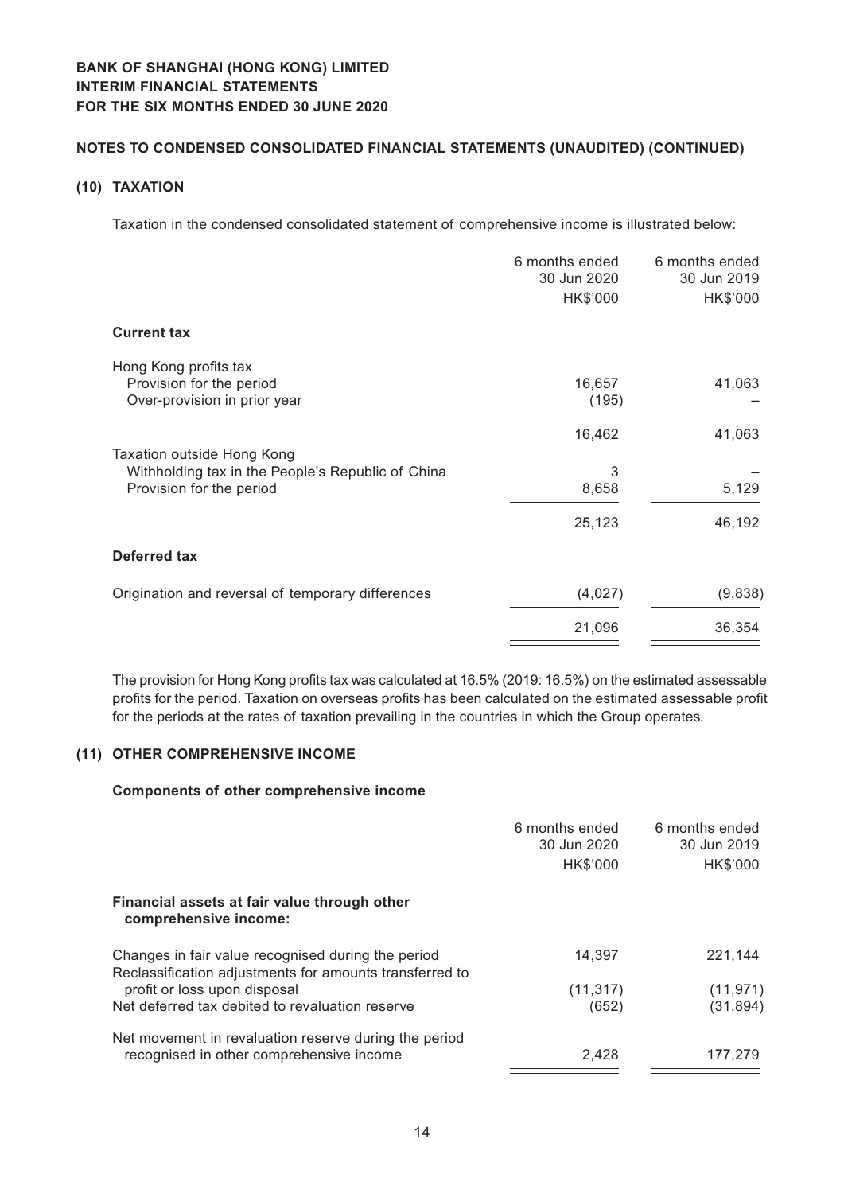## NOTES TO CONDENSED CONSOLIDATED FINANCIAL STATEMENTS (UNAUDITED) (CONTINUED)

### (10) TAXATION

Taxation in the condensed consolidated statement of comprehensive income is illustrated below:

| | 6 months ended 30 Jun 2020 HK$'000 | 6 months ended 30 Jun 2019 HK$'000 |
|---|---|---|
| **Current tax** | | |
| Hong Kong profits tax | | |
| Provision for the period | 16,657 | 41,063 |
| Over-provision in prior year | (195) | – |
| | 16,462 | 41,063 |
| Taxation outside Hong Kong | | |
| Withholding tax in the People's Republic of China | 3 | – |
| Provision for the period | 8,658 | 5,129 |
| | 25,123 | 46,192 |
| **Deferred tax** | | |
| Origination and reversal of temporary differences | (4,027) | (9,838) |
| | 21,096 | 36,354 |

The provision for Hong Kong profits tax was calculated at 16.5% (2019: 16.5%) on the estimated assessable profits for the period. Taxation on overseas profits has been calculated on the estimated assessable profit for the periods at the rates of taxation prevailing in the countries in which the Group operates.

### (11) OTHER COMPREHENSIVE INCOME

**Components of other comprehensive income**

| | 6 months ended 30 Jun 2020 HK$'000 | 6 months ended 30 Jun 2019 HK$'000 |
|---|---|---|
| **Financial assets at fair value through other comprehensive income:** | | |
| Changes in fair value recognised during the period | 14,397 | 221,144 |
| Reclassification adjustments for amounts transferred to profit or loss upon disposal | (11,317) | (11,971) |
| Net deferred tax debited to revaluation reserve | (652) | (31,894) |
| Net movement in revaluation reserve during the period recognised in other comprehensive income | 2,428 | 177,279 |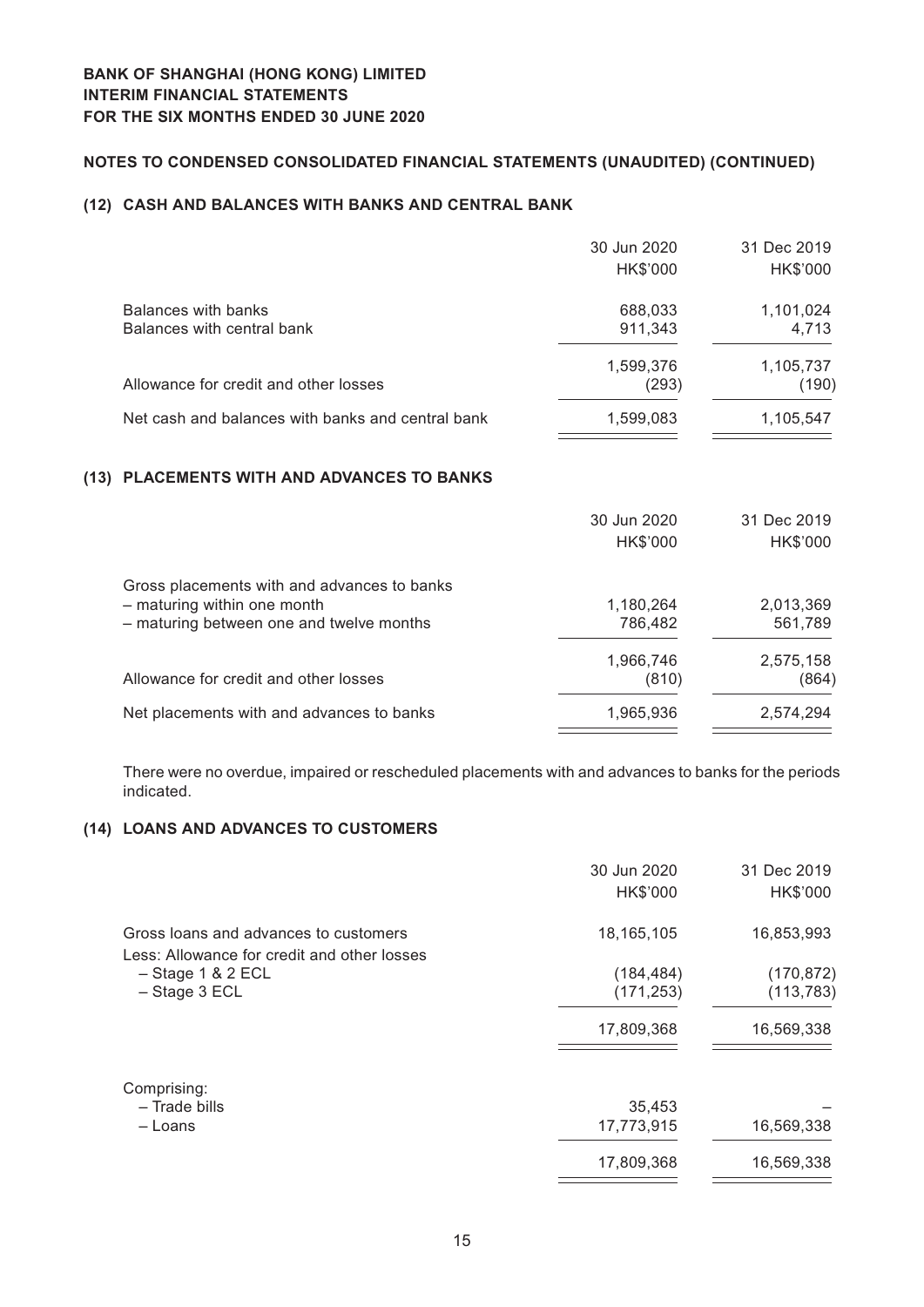**BANK OF SHANGHAI (HONG KONG) LIMITED**
**INTERIM FINANCIAL STATEMENTS**
**FOR THE SIX MONTHS ENDED 30 JUNE 2020**

## NOTES TO CONDENSED CONSOLIDATED FINANCIAL STATEMENTS (UNAUDITED) (CONTINUED)

### (12) CASH AND BALANCES WITH BANKS AND CENTRAL BANK

| | 30 Jun 2020 HK$'000 | 31 Dec 2019 HK$'000 |
|---|---|---|
| Balances with banks | 688,033 | 1,101,024 |
| Balances with central bank | 911,343 | 4,713 |
| | 1,599,376 | 1,105,737 |
| Allowance for credit and other losses | (293) | (190) |
| Net cash and balances with banks and central bank | 1,599,083 | 1,105,547 |

### (13) PLACEMENTS WITH AND ADVANCES TO BANKS

| | 30 Jun 2020 HK$'000 | 31 Dec 2019 HK$'000 |
|---|---|---|
| Gross placements with and advances to banks | | |
| – maturing within one month | 1,180,264 | 2,013,369 |
| – maturing between one and twelve months | 786,482 | 561,789 |
| | 1,966,746 | 2,575,158 |
| Allowance for credit and other losses | (810) | (864) |
| Net placements with and advances to banks | 1,965,936 | 2,574,294 |

There were no overdue, impaired or rescheduled placements with and advances to banks for the periods indicated.

### (14) LOANS AND ADVANCES TO CUSTOMERS

| | 30 Jun 2020 HK$'000 | 31 Dec 2019 HK$'000 |
|---|---|---|
| Gross loans and advances to customers | 18,165,105 | 16,853,993 |
| Less: Allowance for credit and other losses | | |
| – Stage 1 & 2 ECL | (184,484) | (170,872) |
| – Stage 3 ECL | (171,253) | (113,783) |
| | 17,809,368 | 16,569,338 |
| Comprising: | | |
| – Trade bills | 35,453 | – |
| – Loans | 17,773,915 | 16,569,338 |
| | 17,809,368 | 16,569,338 |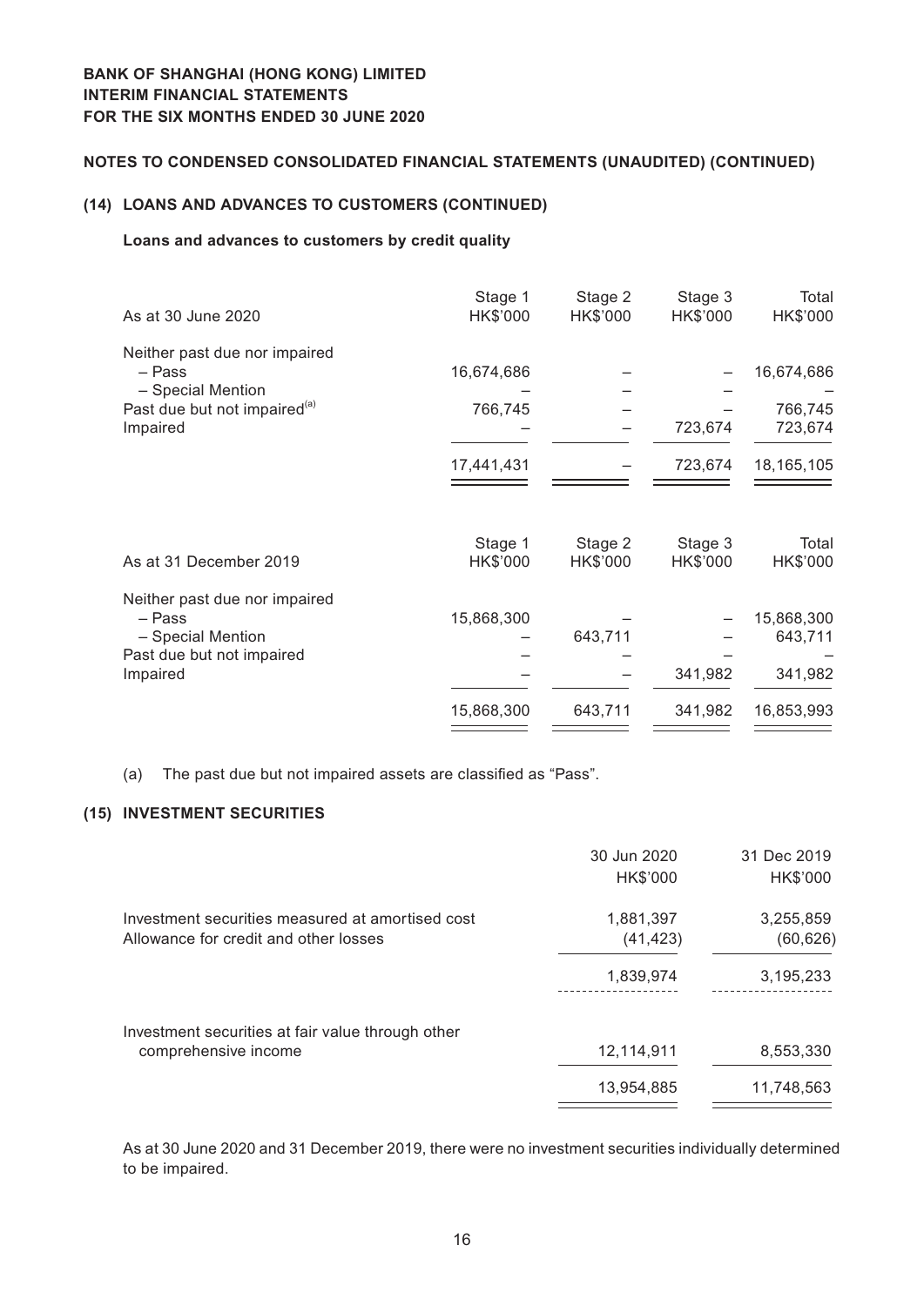**BANK OF SHANGHAI (HONG KONG) LIMITED**
**INTERIM FINANCIAL STATEMENTS**
**FOR THE SIX MONTHS ENDED 30 JUNE 2020**

**NOTES TO CONDENSED CONSOLIDATED FINANCIAL STATEMENTS (UNAUDITED) (CONTINUED)**

## (14) LOANS AND ADVANCES TO CUSTOMERS (CONTINUED)

**Loans and advances to customers by credit quality**

| As at 30 June 2020 | Stage 1 HK$'000 | Stage 2 HK$'000 | Stage 3 HK$'000 | Total HK$'000 |
|---|---|---|---|---|
| Neither past due nor impaired | | | | |
| – Pass | 16,674,686 | – | – | 16,674,686 |
| – Special Mention | – | – | – | – |
| Past due but not impaired[(a)] | 766,745 | – | – | 766,745 |
| Impaired | – | – | 723,674 | 723,674 |
| | 17,441,431 | – | 723,674 | 18,165,105 |

| As at 31 December 2019 | Stage 1 HK$'000 | Stage 2 HK$'000 | Stage 3 HK$'000 | Total HK$'000 |
|---|---|---|---|---|
| Neither past due nor impaired | | | | |
| – Pass | 15,868,300 | – | – | 15,868,300 |
| – Special Mention | – | 643,711 | – | 643,711 |
| Past due but not impaired | – | – | – | – |
| Impaired | – | – | 341,982 | 341,982 |
| | 15,868,300 | 643,711 | 341,982 | 16,853,993 |

(a) The past due but not impaired assets are classified as "Pass".

## (15) INVESTMENT SECURITIES

| | 30 Jun 2020 HK$'000 | 31 Dec 2019 HK$'000 |
|---|---|---|
| Investment securities measured at amortised cost | 1,881,397 | 3,255,859 |
| Allowance for credit and other losses | (41,423) | (60,626) |
| | 1,839,974 | 3,195,233 |
| Investment securities at fair value through other comprehensive income | 12,114,911 | 8,553,330 |
| | 13,954,885 | 11,748,563 |

As at 30 June 2020 and 31 December 2019, there were no investment securities individually determined to be impaired.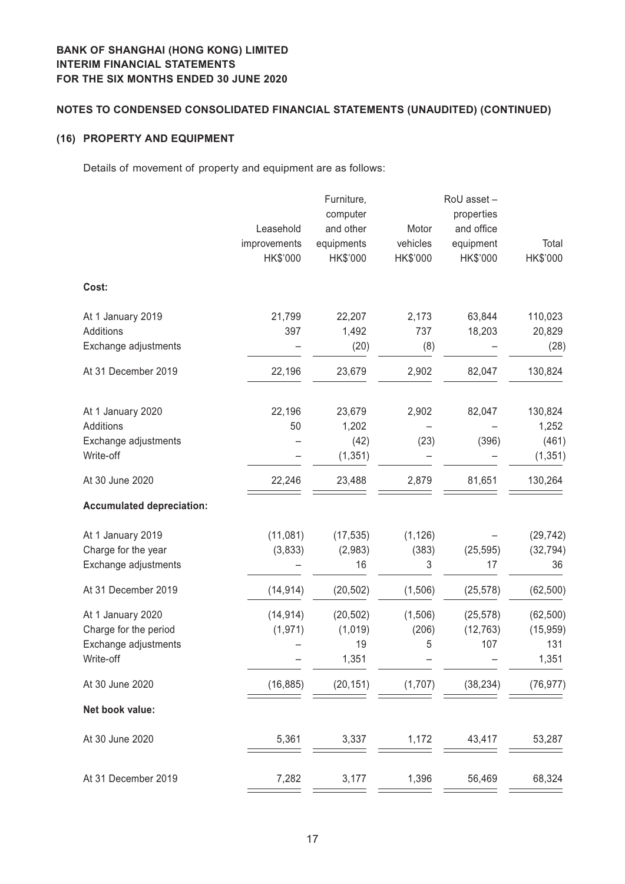**BANK OF SHANGHAI (HONG KONG) LIMITED**
**INTERIM FINANCIAL STATEMENTS**
**FOR THE SIX MONTHS ENDED 30 JUNE 2020**

**NOTES TO CONDENSED CONSOLIDATED FINANCIAL STATEMENTS (UNAUDITED) (CONTINUED)**

## (16) PROPERTY AND EQUIPMENT

Details of movement of property and equipment are as follows:

| | Leasehold improvements HK$'000 | Furniture, computer and other equipments HK$'000 | Motor vehicles HK$'000 | RoU asset – properties and office equipment HK$'000 | Total HK$'000 |
|---|---|---|---|---|---|
| **Cost:** | | | | | |
| At 1 January 2019 | 21,799 | 22,207 | 2,173 | 63,844 | 110,023 |
| Additions | 397 | 1,492 | 737 | 18,203 | 20,829 |
| Exchange adjustments | – | (20) | (8) | – | (28) |
| At 31 December 2019 | 22,196 | 23,679 | 2,902 | 82,047 | 130,824 |
| At 1 January 2020 | 22,196 | 23,679 | 2,902 | 82,047 | 130,824 |
| Additions | 50 | 1,202 | – | – | 1,252 |
| Exchange adjustments | – | (42) | (23) | (396) | (461) |
| Write-off | – | (1,351) | – | – | (1,351) |
| At 30 June 2020 | 22,246 | 23,488 | 2,879 | 81,651 | 130,264 |
| **Accumulated depreciation:** | | | | | |
| At 1 January 2019 | (11,081) | (17,535) | (1,126) | – | (29,742) |
| Charge for the year | (3,833) | (2,983) | (383) | (25,595) | (32,794) |
| Exchange adjustments | – | 16 | 3 | 17 | 36 |
| At 31 December 2019 | (14,914) | (20,502) | (1,506) | (25,578) | (62,500) |
| At 1 January 2020 | (14,914) | (20,502) | (1,506) | (25,578) | (62,500) |
| Charge for the period | (1,971) | (1,019) | (206) | (12,763) | (15,959) |
| Exchange adjustments | – | 19 | 5 | 107 | 131 |
| Write-off | – | 1,351 | – | – | 1,351 |
| At 30 June 2020 | (16,885) | (20,151) | (1,707) | (38,234) | (76,977) |
| **Net book value:** | | | | | |
| At 30 June 2020 | 5,361 | 3,337 | 1,172 | 43,417 | 53,287 |
| At 31 December 2019 | 7,282 | 3,177 | 1,396 | 56,469 | 68,324 |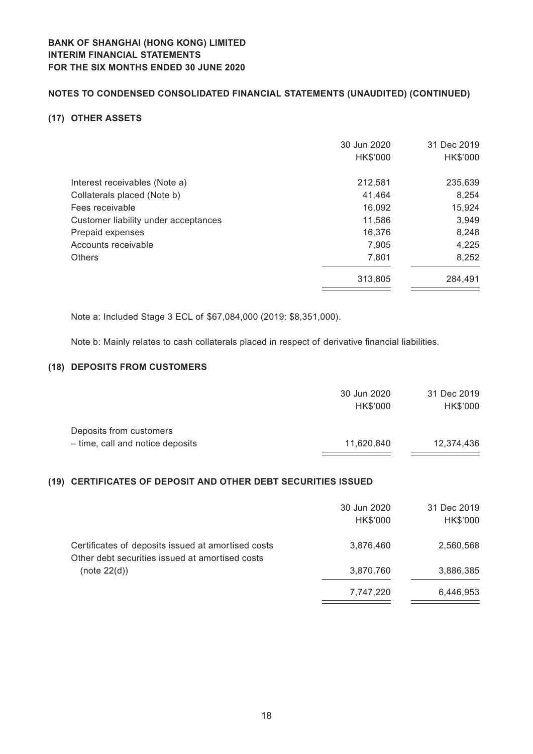**BANK OF SHANGHAI (HONG KONG) LIMITED**
**INTERIM FINANCIAL STATEMENTS**
**FOR THE SIX MONTHS ENDED 30 JUNE 2020**

**NOTES TO CONDENSED CONSOLIDATED FINANCIAL STATEMENTS (UNAUDITED) (CONTINUED)**

## (17) OTHER ASSETS

| | 30 Jun 2020 HK$'000 | 31 Dec 2019 HK$'000 |
|---|---|---|
| Interest receivables (Note a) | 212,581 | 235,639 |
| Collaterals placed (Note b) | 41,464 | 8,254 |
| Fees receivable | 16,092 | 15,924 |
| Customer liability under acceptances | 11,586 | 3,949 |
| Prepaid expenses | 16,376 | 8,248 |
| Accounts receivable | 7,905 | 4,225 |
| Others | 7,801 | 8,252 |
| | 313,805 | 284,491 |

Note a: Included Stage 3 ECL of $67,084,000 (2019: $8,351,000).

Note b: Mainly relates to cash collaterals placed in respect of derivative financial liabilities.

## (18) DEPOSITS FROM CUSTOMERS

| | 30 Jun 2020 HK$'000 | 31 Dec 2019 HK$'000 |
|---|---|---|
| Deposits from customers | | |
| – time, call and notice deposits | 11,620,840 | 12,374,436 |

## (19) CERTIFICATES OF DEPOSIT AND OTHER DEBT SECURITIES ISSUED

| | 30 Jun 2020 HK$'000 | 31 Dec 2019 HK$'000 |
|---|---|---|
| Certificates of deposits issued at amortised costs | 3,876,460 | 2,560,568 |
| Other debt securities issued at amortised costs (note 22(d)) | 3,870,760 | 3,886,385 |
| | 7,747,220 | 6,446,953 |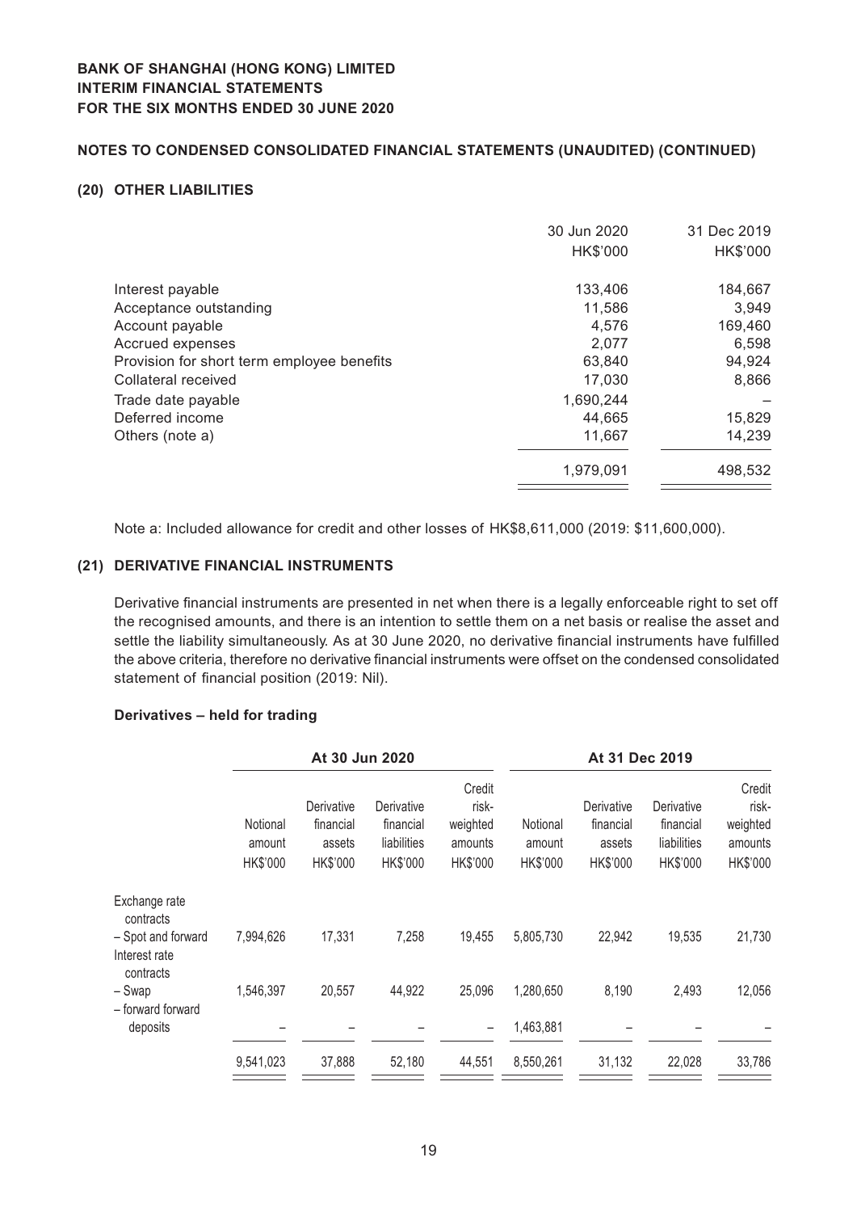# NOTES TO CONDENSED CONSOLIDATED FINANCIAL STATEMENTS (UNAUDITED) (CONTINUED)

## (20) OTHER LIABILITIES

| | 30 Jun 2020 HK$'000 | 31 Dec 2019 HK$'000 |
|---|---|---|
| Interest payable | 133,406 | 184,667 |
| Acceptance outstanding | 11,586 | 3,949 |
| Account payable | 4,576 | 169,460 |
| Accrued expenses | 2,077 | 6,598 |
| Provision for short term employee benefits | 63,840 | 94,924 |
| Collateral received | 17,030 | 8,866 |
| Trade date payable | 1,690,244 | – |
| Deferred income | 44,665 | 15,829 |
| Others (note a) | 11,667 | 14,239 |
| | 1,979,091 | 498,532 |

Note a: Included allowance for credit and other losses of HK$8,611,000 (2019: $11,600,000).

## (21) DERIVATIVE FINANCIAL INSTRUMENTS

Derivative financial instruments are presented in net when there is a legally enforceable right to set off the recognised amounts, and there is an intention to settle them on a net basis or realise the asset and settle the liability simultaneously. As at 30 June 2020, no derivative financial instruments have fulfilled the above criteria, therefore no derivative financial instruments were offset on the condensed consolidated statement of financial position (2019: Nil).

### Derivatives – held for trading

| | At 30 Jun 2020 | | | | At 31 Dec 2019 | | | |
|---|---|---|---|---|---|---|---|---|
| | Notional amount HK$'000 | Derivative financial assets HK$'000 | Derivative financial liabilities HK$'000 | Credit risk-weighted amounts HK$'000 | Notional amount HK$'000 | Derivative financial assets HK$'000 | Derivative financial liabilities HK$'000 | Credit risk-weighted amounts HK$'000 |
| Exchange rate contracts | | | | | | | | |
| – Spot and forward | 7,994,626 | 17,331 | 7,258 | 19,455 | 5,805,730 | 22,942 | 19,535 | 21,730 |
| Interest rate contracts | | | | | | | | |
| – Swap | 1,546,397 | 20,557 | 44,922 | 25,096 | 1,280,650 | 8,190 | 2,493 | 12,056 |
| – forward forward deposits | – | – | – | – | 1,463,881 | – | – | – |
| | 9,541,023 | 37,888 | 52,180 | 44,551 | 8,550,261 | 31,132 | 22,028 | 33,786 |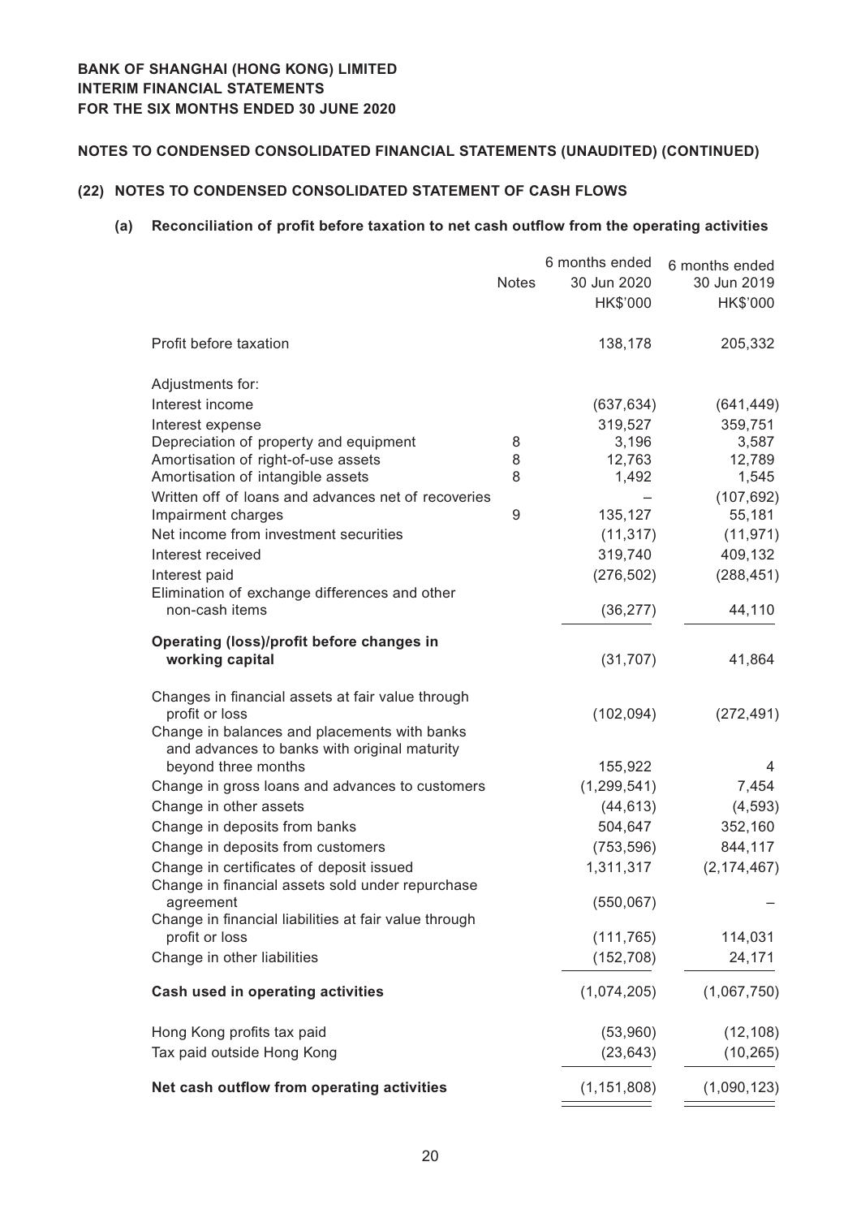**BANK OF SHANGHAI (HONG KONG) LIMITED**
**INTERIM FINANCIAL STATEMENTS**
**FOR THE SIX MONTHS ENDED 30 JUNE 2020**

## NOTES TO CONDENSED CONSOLIDATED FINANCIAL STATEMENTS (UNAUDITED) (CONTINUED)

### (22) NOTES TO CONDENSED CONSOLIDATED STATEMENT OF CASH FLOWS

#### (a) Reconciliation of profit before taxation to net cash outflow from the operating activities

| | Notes | 6 months ended 30 Jun 2020 HK$'000 | 6 months ended 30 Jun 2019 HK$'000 |
|---|---|---|---|
| Profit before taxation | | 138,178 | 205,332 |
| Adjustments for: | | | |
| Interest income | | (637,634) | (641,449) |
| Interest expense | | 319,527 | 359,751 |
| Depreciation of property and equipment | 8 | 3,196 | 3,587 |
| Amortisation of right-of-use assets | 8 | 12,763 | 12,789 |
| Amortisation of intangible assets | 8 | 1,492 | 1,545 |
| Written off of loans and advances net of recoveries | | – | (107,692) |
| Impairment charges | 9 | 135,127 | 55,181 |
| Net income from investment securities | | (11,317) | (11,971) |
| Interest received | | 319,740 | 409,132 |
| Interest paid | | (276,502) | (288,451) |
| Elimination of exchange differences and other non-cash items | | (36,277) | 44,110 |
| **Operating (loss)/profit before changes in working capital** | | (31,707) | 41,864 |
| Changes in financial assets at fair value through profit or loss | | (102,094) | (272,491) |
| Change in balances and placements with banks and advances to banks with original maturity beyond three months | | 155,922 | 4 |
| Change in gross loans and advances to customers | | (1,299,541) | 7,454 |
| Change in other assets | | (44,613) | (4,593) |
| Change in deposits from banks | | 504,647 | 352,160 |
| Change in deposits from customers | | (753,596) | 844,117 |
| Change in certificates of deposit issued | | 1,311,317 | (2,174,467) |
| Change in financial assets sold under repurchase agreement | | (550,067) | – |
| Change in financial liabilities at fair value through profit or loss | | (111,765) | 114,031 |
| Change in other liabilities | | (152,708) | 24,171 |
| **Cash used in operating activities** | | (1,074,205) | (1,067,750) |
| Hong Kong profits tax paid | | (53,960) | (12,108) |
| Tax paid outside Hong Kong | | (23,643) | (10,265) |
| **Net cash outflow from operating activities** | | (1,151,808) | (1,090,123) |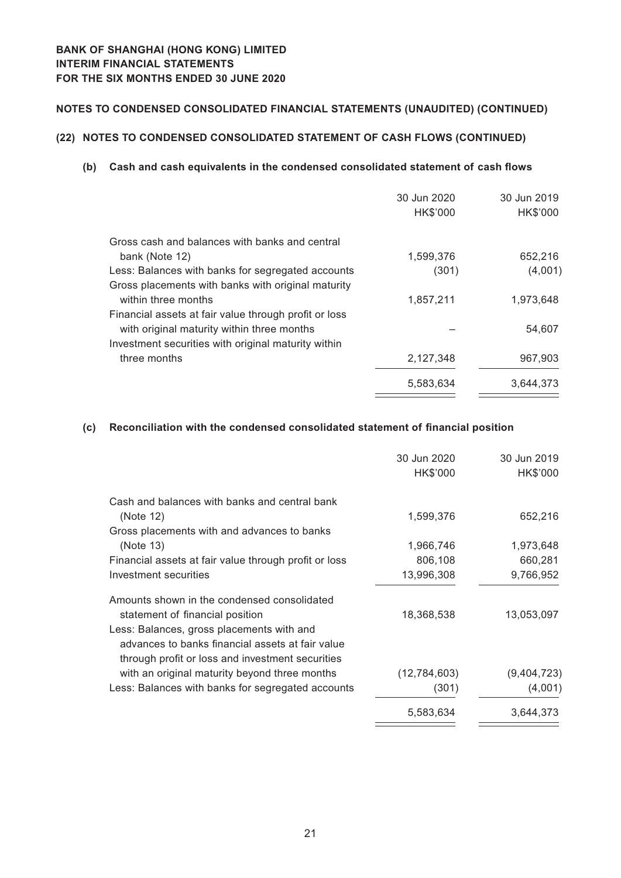## NOTES TO CONDENSED CONSOLIDATED FINANCIAL STATEMENTS (UNAUDITED) (CONTINUED)

### (22) NOTES TO CONDENSED CONSOLIDATED STATEMENT OF CASH FLOWS (CONTINUED)

#### (b) Cash and cash equivalents in the condensed consolidated statement of cash flows

| | 30 Jun 2020<br>HK$'000 | 30 Jun 2019<br>HK$'000 |
|---|---|---|
| Gross cash and balances with banks and central bank (Note 12) | 1,599,376 | 652,216 |
| Less: Balances with banks for segregated accounts | (301) | (4,001) |
| Gross placements with banks with original maturity within three months | 1,857,211 | 1,973,648 |
| Financial assets at fair value through profit or loss with original maturity within three months | – | 54,607 |
| Investment securities with original maturity within three months | 2,127,348 | 967,903 |
| | 5,583,634 | 3,644,373 |

#### (c) Reconciliation with the condensed consolidated statement of financial position

| | 30 Jun 2020<br>HK$'000 | 30 Jun 2019<br>HK$'000 |
|---|---|---|
| Cash and balances with banks and central bank (Note 12) | 1,599,376 | 652,216 |
| Gross placements with and advances to banks (Note 13) | 1,966,746 | 1,973,648 |
| Financial assets at fair value through profit or loss | 806,108 | 660,281 |
| Investment securities | 13,996,308 | 9,766,952 |
| Amounts shown in the condensed consolidated statement of financial position | 18,368,538 | 13,053,097 |
| Less: Balances, gross placements with and advances to banks financial assets at fair value through profit or loss and investment securities with an original maturity beyond three months | (12,784,603) | (9,404,723) |
| Less: Balances with banks for segregated accounts | (301) | (4,001) |
| | 5,583,634 | 3,644,373 |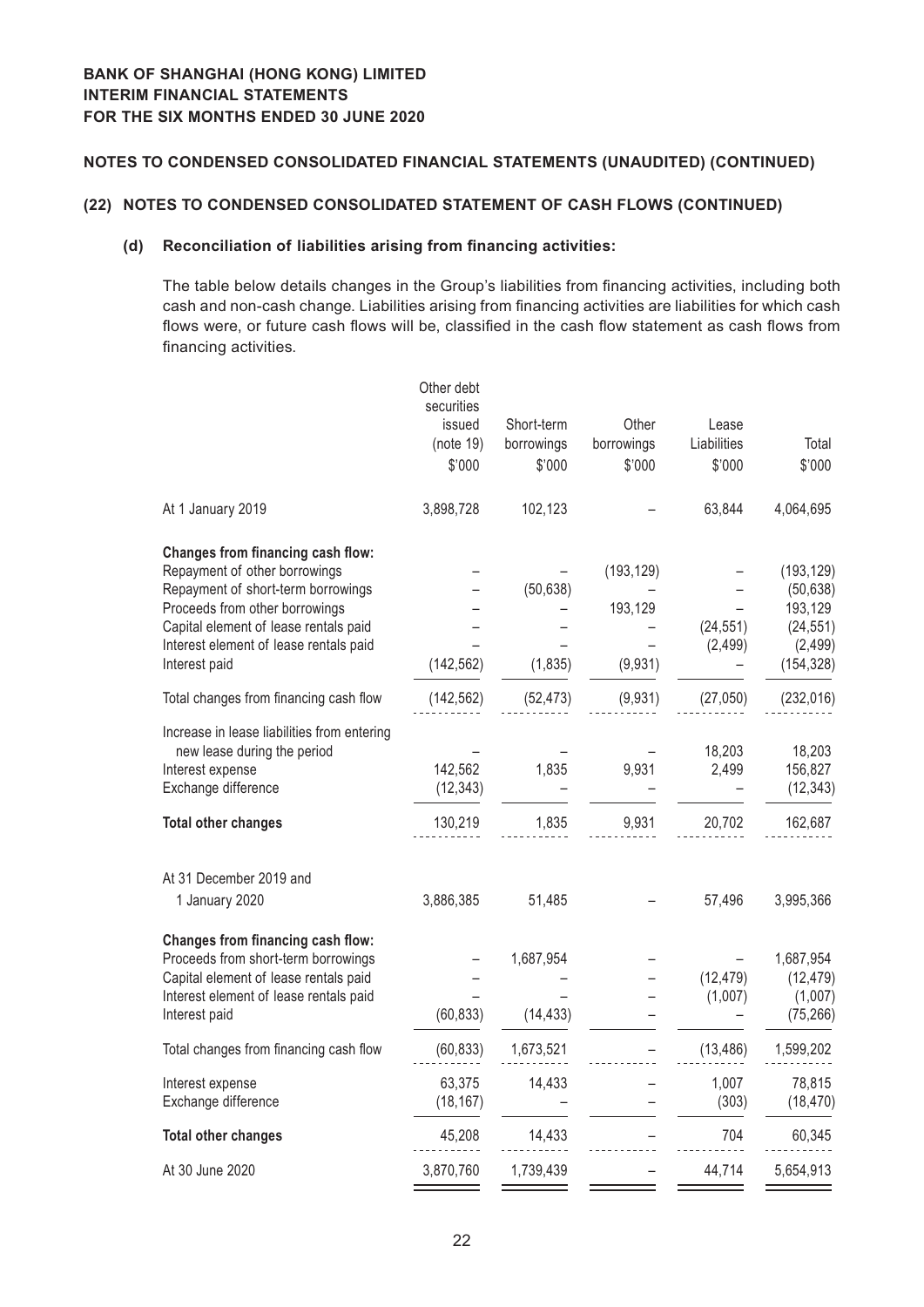**BANK OF SHANGHAI (HONG KONG) LIMITED**
**INTERIM FINANCIAL STATEMENTS**
**FOR THE SIX MONTHS ENDED 30 JUNE 2020**

**NOTES TO CONDENSED CONSOLIDATED FINANCIAL STATEMENTS (UNAUDITED) (CONTINUED)**

**(22) NOTES TO CONDENSED CONSOLIDATED STATEMENT OF CASH FLOWS (CONTINUED)**

**(d) Reconciliation of liabilities arising from financing activities:**

The table below details changes in the Group's liabilities from financing activities, including both cash and non-cash change. Liabilities arising from financing activities are liabilities for which cash flows were, or future cash flows will be, classified in the cash flow statement as cash flows from financing activities.

| | Other debt securities issued (note 19) | Short-term borrowings | Other borrowings | Lease Liabilities | Total |
|---|---|---|---|---|---|
| | $'000 | $'000 | $'000 | $'000 | $'000 |
| At 1 January 2019 | 3,898,728 | 102,123 | – | 63,844 | 4,064,695 |
| **Changes from financing cash flow:** | | | | | |
| Repayment of other borrowings | – | – | (193,129) | – | (193,129) |
| Repayment of short-term borrowings | – | (50,638) | – | – | (50,638) |
| Proceeds from other borrowings | – | – | 193,129 | – | 193,129 |
| Capital element of lease rentals paid | – | – | – | (24,551) | (24,551) |
| Interest element of lease rentals paid | – | – | – | (2,499) | (2,499) |
| Interest paid | (142,562) | (1,835) | (9,931) | – | (154,328) |
| Total changes from financing cash flow | (142,562) | (52,473) | (9,931) | (27,050) | (232,016) |
| Increase in lease liabilities from entering new lease during the period | – | – | – | 18,203 | 18,203 |
| Interest expense | 142,562 | 1,835 | 9,931 | 2,499 | 156,827 |
| Exchange difference | (12,343) | – | – | – | (12,343) |
| **Total other changes** | 130,219 | 1,835 | 9,931 | 20,702 | 162,687 |
| At 31 December 2019 and 1 January 2020 | 3,886,385 | 51,485 | – | 57,496 | 3,995,366 |
| **Changes from financing cash flow:** | | | | | |
| Proceeds from short-term borrowings | – | 1,687,954 | – | – | 1,687,954 |
| Capital element of lease rentals paid | – | – | – | (12,479) | (12,479) |
| Interest element of lease rentals paid | – | – | – | (1,007) | (1,007) |
| Interest paid | (60,833) | (14,433) | – | – | (75,266) |
| Total changes from financing cash flow | (60,833) | 1,673,521 | – | (13,486) | 1,599,202 |
| Interest expense | 63,375 | 14,433 | – | 1,007 | 78,815 |
| Exchange difference | (18,167) | – | – | (303) | (18,470) |
| **Total other changes** | 45,208 | 14,433 | – | 704 | 60,345 |
| At 30 June 2020 | 3,870,760 | 1,739,439 | – | 44,714 | 5,654,913 |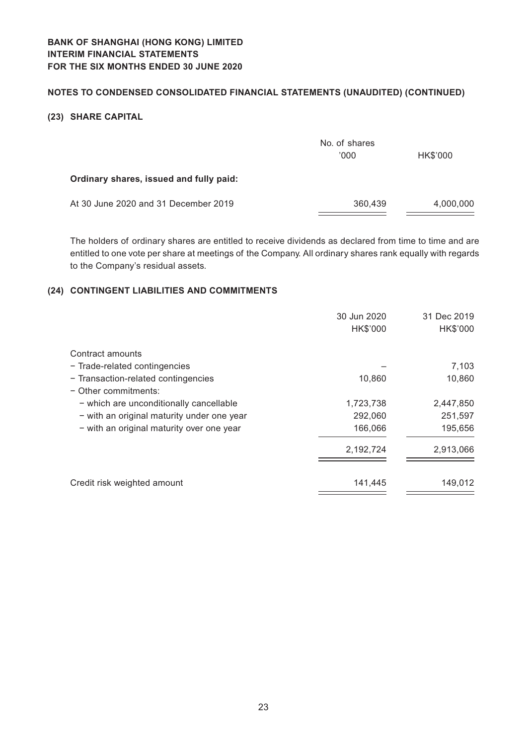**BANK OF SHANGHAI (HONG KONG) LIMITED**
**INTERIM FINANCIAL STATEMENTS**
**FOR THE SIX MONTHS ENDED 30 JUNE 2020**

**NOTES TO CONDENSED CONSOLIDATED FINANCIAL STATEMENTS (UNAUDITED) (CONTINUED)**

## (23) SHARE CAPITAL

| | No. of shares '000 | HK$'000 |
|---|---|---|
| **Ordinary shares, issued and fully paid:** | | |
| At 30 June 2020 and 31 December 2019 | 360,439 | 4,000,000 |

The holders of ordinary shares are entitled to receive dividends as declared from time to time and are entitled to one vote per share at meetings of the Company. All ordinary shares rank equally with regards to the Company's residual assets.

## (24) CONTINGENT LIABILITIES AND COMMITMENTS

| | 30 Jun 2020 HK$'000 | 31 Dec 2019 HK$'000 |
|---|---|---|
| Contract amounts | | |
| − Trade-related contingencies | – | 7,103 |
| − Transaction-related contingencies | 10,860 | 10,860 |
| − Other commitments: | | |
| − which are unconditionally cancellable | 1,723,738 | 2,447,850 |
| − with an original maturity under one year | 292,060 | 251,597 |
| − with an original maturity over one year | 166,066 | 195,656 |
| | 2,192,724 | 2,913,066 |
| Credit risk weighted amount | 141,445 | 149,012 |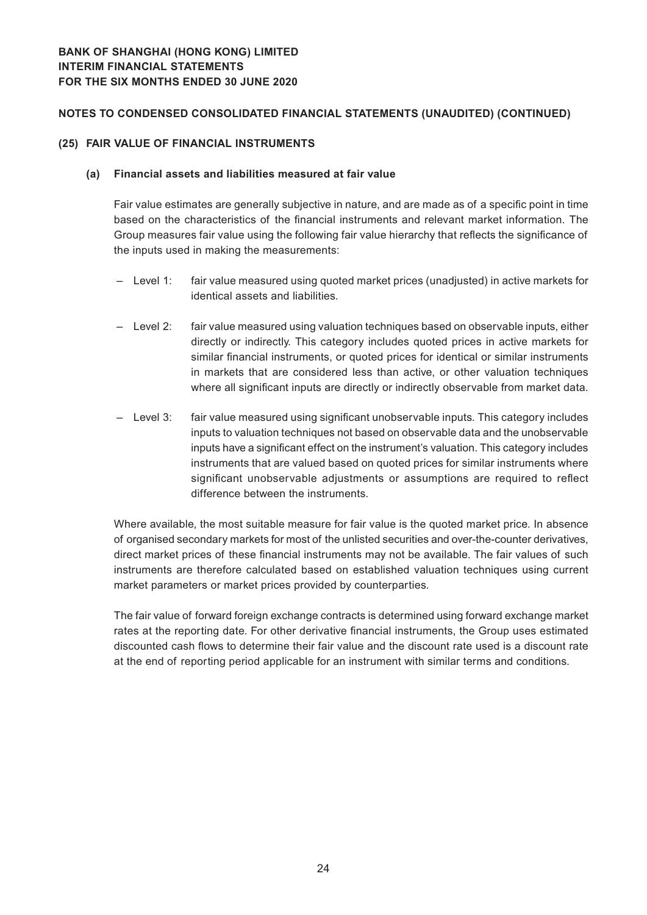## NOTES TO CONDENSED CONSOLIDATED FINANCIAL STATEMENTS (UNAUDITED) (CONTINUED)

### (25) FAIR VALUE OF FINANCIAL INSTRUMENTS

#### (a) Financial assets and liabilities measured at fair value

Fair value estimates are generally subjective in nature, and are made as of a specific point in time based on the characteristics of the financial instruments and relevant market information. The Group measures fair value using the following fair value hierarchy that reflects the significance of the inputs used in making the measurements:

- Level 1: fair value measured using quoted market prices (unadjusted) in active markets for identical assets and liabilities.
- Level 2: fair value measured using valuation techniques based on observable inputs, either directly or indirectly. This category includes quoted prices in active markets for similar financial instruments, or quoted prices for identical or similar instruments in markets that are considered less than active, or other valuation techniques where all significant inputs are directly or indirectly observable from market data.
- Level 3: fair value measured using significant unobservable inputs. This category includes inputs to valuation techniques not based on observable data and the unobservable inputs have a significant effect on the instrument's valuation. This category includes instruments that are valued based on quoted prices for similar instruments where significant unobservable adjustments or assumptions are required to reflect difference between the instruments.

Where available, the most suitable measure for fair value is the quoted market price. In absence of organised secondary markets for most of the unlisted securities and over-the-counter derivatives, direct market prices of these financial instruments may not be available. The fair values of such instruments are therefore calculated based on established valuation techniques using current market parameters or market prices provided by counterparties.

The fair value of forward foreign exchange contracts is determined using forward exchange market rates at the reporting date. For other derivative financial instruments, the Group uses estimated discounted cash flows to determine their fair value and the discount rate used is a discount rate at the end of reporting period applicable for an instrument with similar terms and conditions.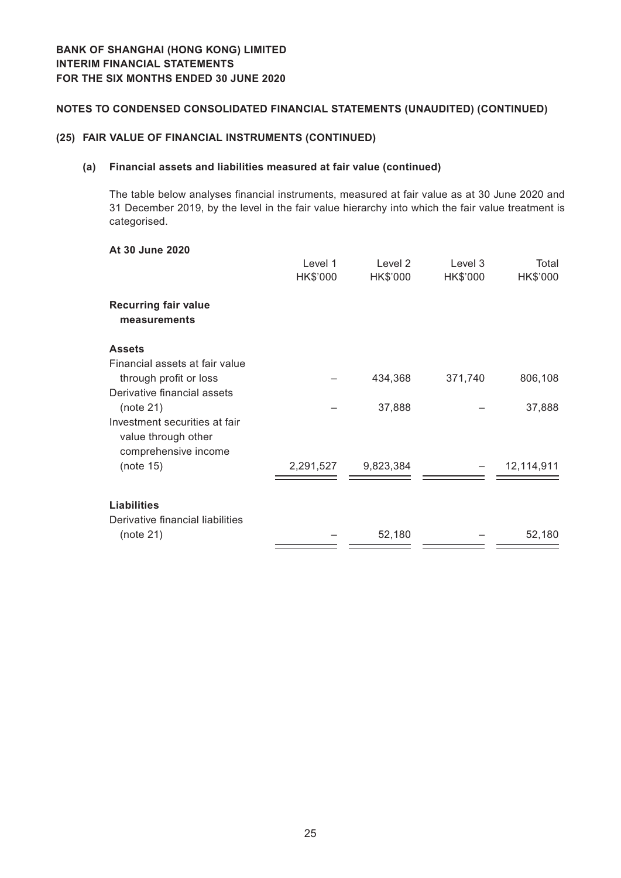**BANK OF SHANGHAI (HONG KONG) LIMITED**
**INTERIM FINANCIAL STATEMENTS**
**FOR THE SIX MONTHS ENDED 30 JUNE 2020**

**NOTES TO CONDENSED CONSOLIDATED FINANCIAL STATEMENTS (UNAUDITED) (CONTINUED)**

## (25) FAIR VALUE OF FINANCIAL INSTRUMENTS (CONTINUED)

### (a) Financial assets and liabilities measured at fair value (continued)

The table below analyses financial instruments, measured at fair value as at 30 June 2020 and 31 December 2019, by the level in the fair value hierarchy into which the fair value treatment is categorised.

**At 30 June 2020**

| | Level 1<br>HK$'000 | Level 2<br>HK$'000 | Level 3<br>HK$'000 | Total<br>HK$'000 |
|---|---|---|---|---|
| **Recurring fair value measurements** | | | | |
| **Assets** | | | | |
| Financial assets at fair value through profit or loss | – | 434,368 | 371,740 | 806,108 |
| Derivative financial assets (note 21) | – | 37,888 | – | 37,888 |
| Investment securities at fair value through other comprehensive income (note 15) | 2,291,527 | 9,823,384 | – | 12,114,911 |
| **Liabilities** | | | | |
| Derivative financial liabilities (note 21) | – | 52,180 | – | 52,180 |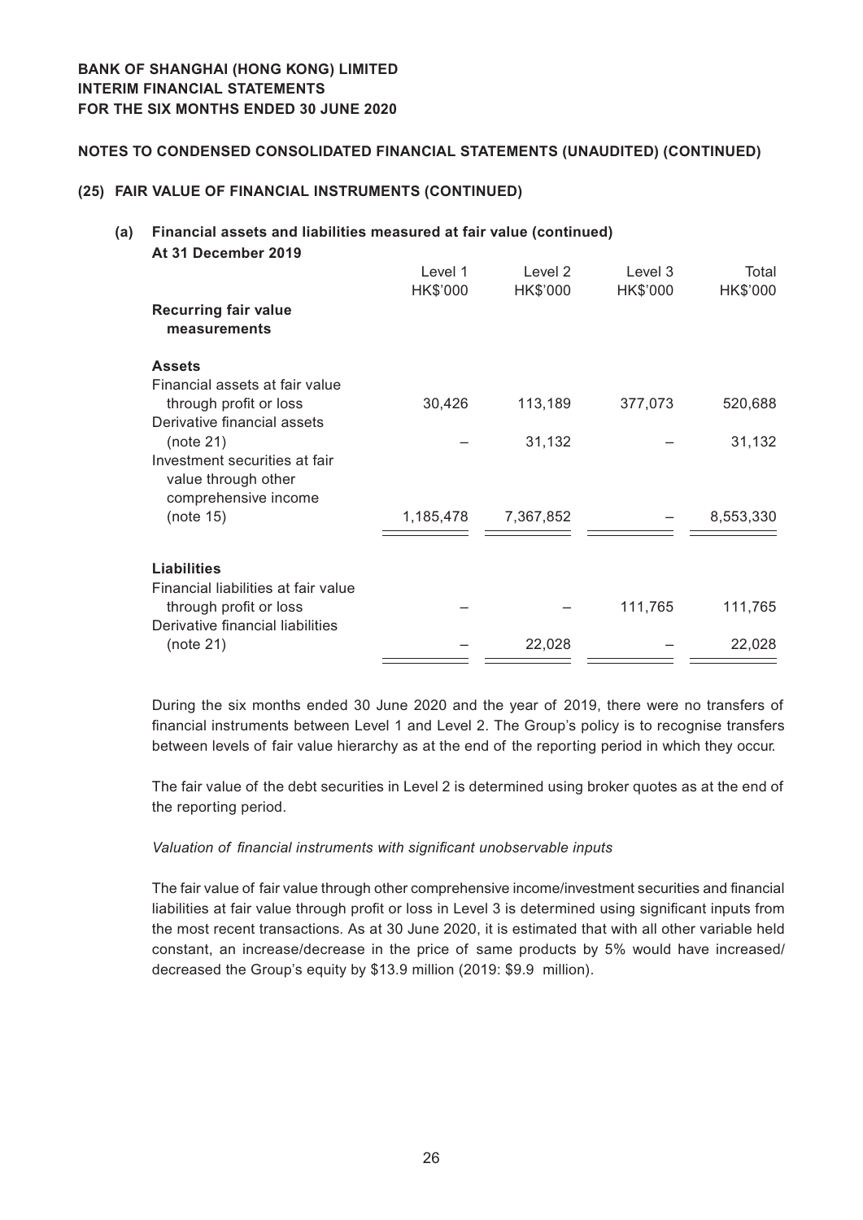**BANK OF SHANGHAI (HONG KONG) LIMITED**
**INTERIM FINANCIAL STATEMENTS**
**FOR THE SIX MONTHS ENDED 30 JUNE 2020**

**NOTES TO CONDENSED CONSOLIDATED FINANCIAL STATEMENTS (UNAUDITED) (CONTINUED)**

## (25) FAIR VALUE OF FINANCIAL INSTRUMENTS (CONTINUED)

### (a) Financial assets and liabilities measured at fair value (continued)

**At 31 December 2019**

| | Level 1 HK$'000 | Level 2 HK$'000 | Level 3 HK$'000 | Total HK$'000 |
|---|---|---|---|---|
| **Recurring fair value measurements** | | | | |
| **Assets** | | | | |
| Financial assets at fair value through profit or loss | 30,426 | 113,189 | 377,073 | 520,688 |
| Derivative financial assets (note 21) | – | 31,132 | – | 31,132 |
| Investment securities at fair value through other comprehensive income (note 15) | 1,185,478 | 7,367,852 | – | 8,553,330 |
| **Liabilities** | | | | |
| Financial liabilities at fair value through profit or loss | – | – | 111,765 | 111,765 |
| Derivative financial liabilities (note 21) | – | 22,028 | – | 22,028 |

During the six months ended 30 June 2020 and the year of 2019, there were no transfers of financial instruments between Level 1 and Level 2. The Group's policy is to recognise transfers between levels of fair value hierarchy as at the end of the reporting period in which they occur.

The fair value of the debt securities in Level 2 is determined using broker quotes as at the end of the reporting period.

*Valuation of financial instruments with significant unobservable inputs*

The fair value of fair value through other comprehensive income/investment securities and financial liabilities at fair value through profit or loss in Level 3 is determined using significant inputs from the most recent transactions. As at 30 June 2020, it is estimated that with all other variable held constant, an increase/decrease in the price of same products by 5% would have increased/decreased the Group's equity by $13.9 million (2019: $9.9 million).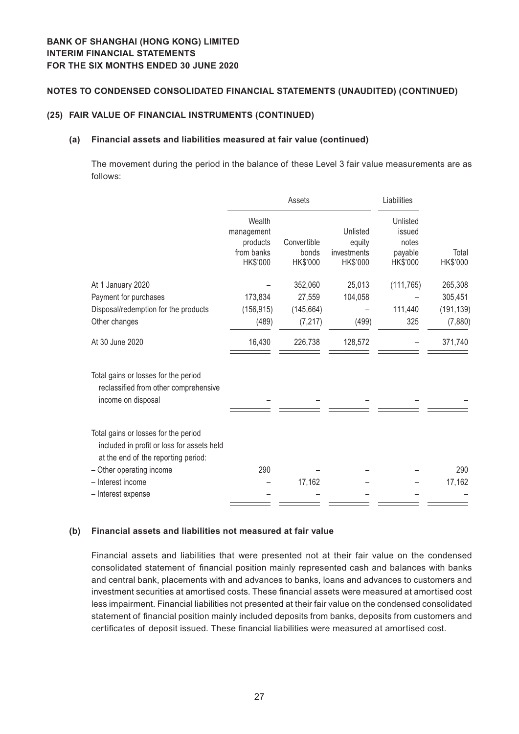**BANK OF SHANGHAI (HONG KONG) LIMITED**
**INTERIM FINANCIAL STATEMENTS**
**FOR THE SIX MONTHS ENDED 30 JUNE 2020**

**NOTES TO CONDENSED CONSOLIDATED FINANCIAL STATEMENTS (UNAUDITED) (CONTINUED)**

### (25) FAIR VALUE OF FINANCIAL INSTRUMENTS (CONTINUED)

#### (a) Financial assets and liabilities measured at fair value (continued)

The movement during the period in the balance of these Level 3 fair value measurements are as follows:

| | Assets | | | Liabilities | |
|---|---|---|---|---|---|
| | Wealth management products from banks HK$'000 | Convertible bonds HK$'000 | Unlisted equity investments HK$'000 | Unlisted issued notes payable HK$'000 | Total HK$'000 |
| At 1 January 2020 | – | 352,060 | 25,013 | (111,765) | 265,308 |
| Payment for purchases | 173,834 | 27,559 | 104,058 | – | 305,451 |
| Disposal/redemption for the products | (156,915) | (145,664) | – | 111,440 | (191,139) |
| Other changes | (489) | (7,217) | (499) | 325 | (7,880) |
| At 30 June 2020 | 16,430 | 226,738 | 128,572 | – | 371,740 |
| Total gains or losses for the period reclassified from other comprehensive income on disposal | – | – | – | – | – |
| Total gains or losses for the period included in profit or loss for assets held at the end of the reporting period: | | | | | |
| – Other operating income | 290 | – | – | – | 290 |
| – Interest income | – | 17,162 | – | – | 17,162 |
| – Interest expense | – | – | – | – | – |

#### (b) Financial assets and liabilities not measured at fair value

Financial assets and liabilities that were presented not at their fair value on the condensed consolidated statement of financial position mainly represented cash and balances with banks and central bank, placements with and advances to banks, loans and advances to customers and investment securities at amortised costs. These financial assets were measured at amortised cost less impairment. Financial liabilities not presented at their fair value on the condensed consolidated statement of financial position mainly included deposits from banks, deposits from customers and certificates of deposit issued. These financial liabilities were measured at amortised cost.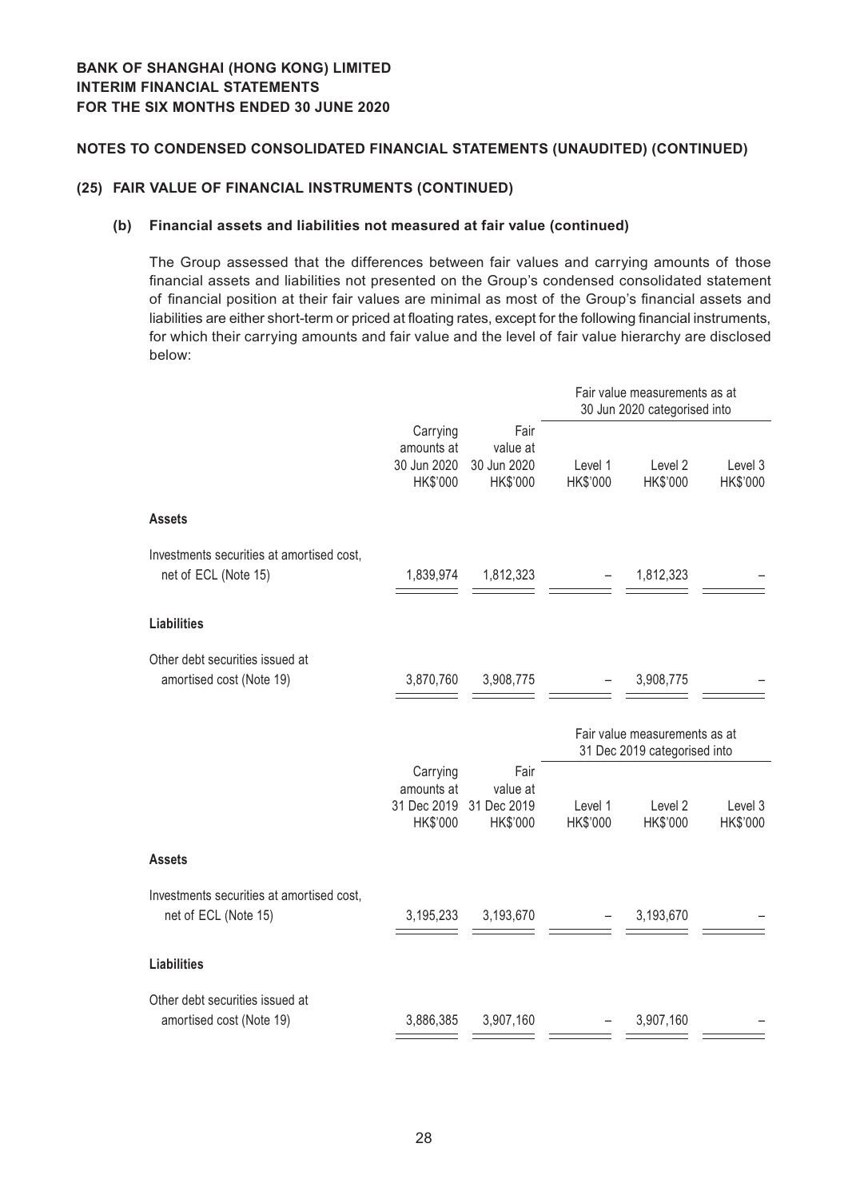## NOTES TO CONDENSED CONSOLIDATED FINANCIAL STATEMENTS (UNAUDITED) (CONTINUED)

### (25) FAIR VALUE OF FINANCIAL INSTRUMENTS (CONTINUED)

#### (b) Financial assets and liabilities not measured at fair value (continued)

The Group assessed that the differences between fair values and carrying amounts of those financial assets and liabilities not presented on the Group's condensed consolidated statement of financial position at their fair values are minimal as most of the Group's financial assets and liabilities are either short-term or priced at floating rates, except for the following financial instruments, for which their carrying amounts and fair value and the level of fair value hierarchy are disclosed below:

| | | | Fair value measurements as at 30 Jun 2020 categorised into | | |
|---|---|---|---|---|---|
| | Carrying amounts at 30 Jun 2020 HK$'000 | Fair value at 30 Jun 2020 HK$'000 | Level 1 HK$'000 | Level 2 HK$'000 | Level 3 HK$'000 |
| **Assets** | | | | | |
| Investments securities at amortised cost, net of ECL (Note 15) | 1,839,974 | 1,812,323 | – | 1,812,323 | – |
| **Liabilities** | | | | | |
| Other debt securities issued at amortised cost (Note 19) | 3,870,760 | 3,908,775 | – | 3,908,775 | – |

| | | | Fair value measurements as at 31 Dec 2019 categorised into | | |
|---|---|---|---|---|---|
| | Carrying amounts at 31 Dec 2019 HK$'000 | Fair value at 31 Dec 2019 HK$'000 | Level 1 HK$'000 | Level 2 HK$'000 | Level 3 HK$'000 |
| **Assets** | | | | | |
| Investments securities at amortised cost, net of ECL (Note 15) | 3,195,233 | 3,193,670 | – | 3,193,670 | – |
| **Liabilities** | | | | | |
| Other debt securities issued at amortised cost (Note 19) | 3,886,385 | 3,907,160 | – | 3,907,160 | – |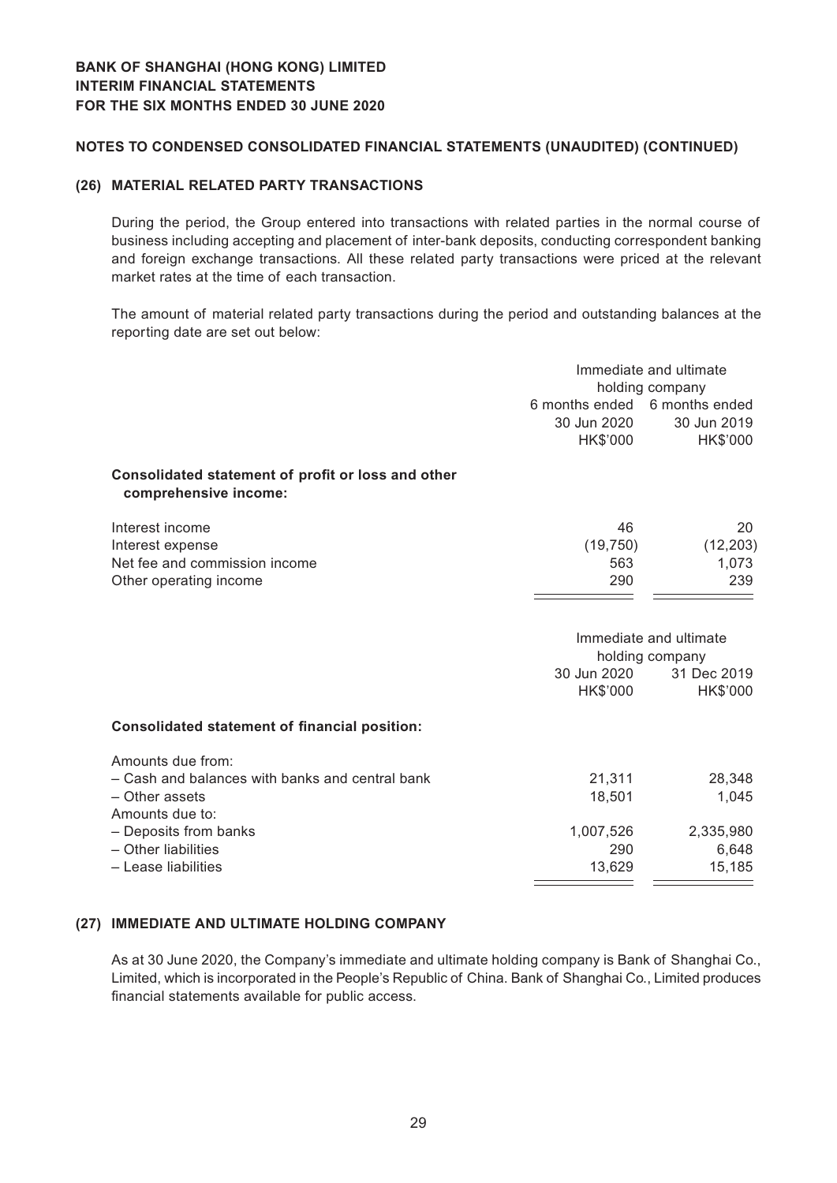**BANK OF SHANGHAI (HONG KONG) LIMITED**
**INTERIM FINANCIAL STATEMENTS**
**FOR THE SIX MONTHS ENDED 30 JUNE 2020**

**NOTES TO CONDENSED CONSOLIDATED FINANCIAL STATEMENTS (UNAUDITED) (CONTINUED)**

## (26) MATERIAL RELATED PARTY TRANSACTIONS

During the period, the Group entered into transactions with related parties in the normal course of business including accepting and placement of inter-bank deposits, conducting correspondent banking and foreign exchange transactions. All these related party transactions were priced at the relevant market rates at the time of each transaction.

The amount of material related party transactions during the period and outstanding balances at the reporting date are set out below:

| | Immediate and ultimate holding company | |
|---|---|---|
| | 6 months ended 30 Jun 2020 HK$'000 | 6 months ended 30 Jun 2019 HK$'000 |
| **Consolidated statement of profit or loss and other comprehensive income:** | | |
| Interest income | 46 | 20 |
| Interest expense | (19,750) | (12,203) |
| Net fee and commission income | 563 | 1,073 |
| Other operating income | 290 | 239 |

| | Immediate and ultimate holding company | |
|---|---|---|
| | 30 Jun 2020 HK$'000 | 31 Dec 2019 HK$'000 |
| **Consolidated statement of financial position:** | | |
| Amounts due from: | | |
| – Cash and balances with banks and central bank | 21,311 | 28,348 |
| – Other assets | 18,501 | 1,045 |
| Amounts due to: | | |
| – Deposits from banks | 1,007,526 | 2,335,980 |
| – Other liabilities | 290 | 6,648 |
| – Lease liabilities | 13,629 | 15,185 |

## (27) IMMEDIATE AND ULTIMATE HOLDING COMPANY

As at 30 June 2020, the Company's immediate and ultimate holding company is Bank of Shanghai Co., Limited, which is incorporated in the People's Republic of China. Bank of Shanghai Co., Limited produces financial statements available for public access.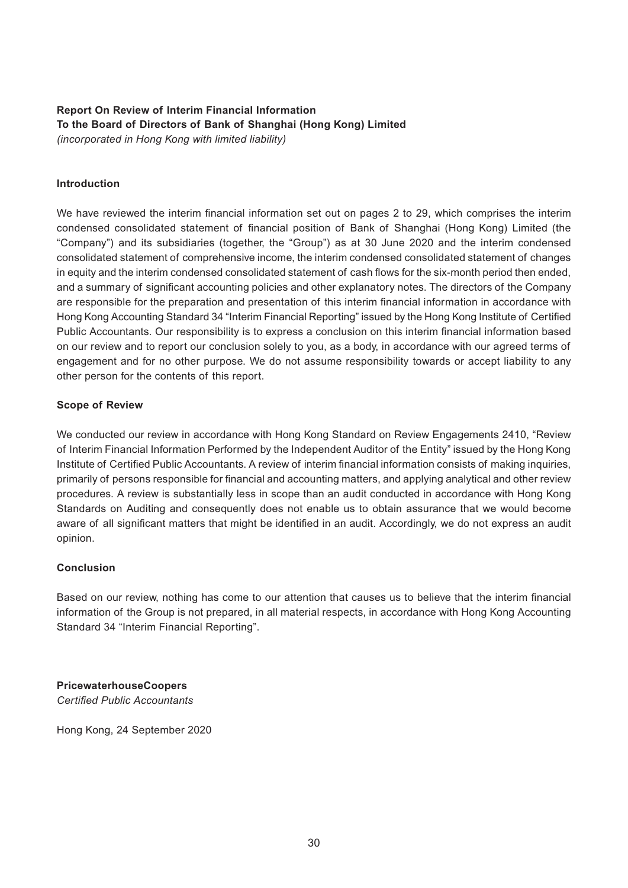**Report On Review of Interim Financial Information**
**To the Board of Directors of Bank of Shanghai (Hong Kong) Limited**
*(incorporated in Hong Kong with limited liability)*

**Introduction**

We have reviewed the interim financial information set out on pages 2 to 29, which comprises the interim condensed consolidated statement of financial position of Bank of Shanghai (Hong Kong) Limited (the "Company") and its subsidiaries (together, the "Group") as at 30 June 2020 and the interim condensed consolidated statement of comprehensive income, the interim condensed consolidated statement of changes in equity and the interim condensed consolidated statement of cash flows for the six-month period then ended, and a summary of significant accounting policies and other explanatory notes. The directors of the Company are responsible for the preparation and presentation of this interim financial information in accordance with Hong Kong Accounting Standard 34 "Interim Financial Reporting" issued by the Hong Kong Institute of Certified Public Accountants. Our responsibility is to express a conclusion on this interim financial information based on our review and to report our conclusion solely to you, as a body, in accordance with our agreed terms of engagement and for no other purpose. We do not assume responsibility towards or accept liability to any other person for the contents of this report.

**Scope of Review**

We conducted our review in accordance with Hong Kong Standard on Review Engagements 2410, "Review of Interim Financial Information Performed by the Independent Auditor of the Entity" issued by the Hong Kong Institute of Certified Public Accountants. A review of interim financial information consists of making inquiries, primarily of persons responsible for financial and accounting matters, and applying analytical and other review procedures. A review is substantially less in scope than an audit conducted in accordance with Hong Kong Standards on Auditing and consequently does not enable us to obtain assurance that we would become aware of all significant matters that might be identified in an audit. Accordingly, we do not express an audit opinion.

**Conclusion**

Based on our review, nothing has come to our attention that causes us to believe that the interim financial information of the Group is not prepared, in all material respects, in accordance with Hong Kong Accounting Standard 34 "Interim Financial Reporting".

**PricewaterhouseCoopers**
*Certified Public Accountants*

Hong Kong, 24 September 2020